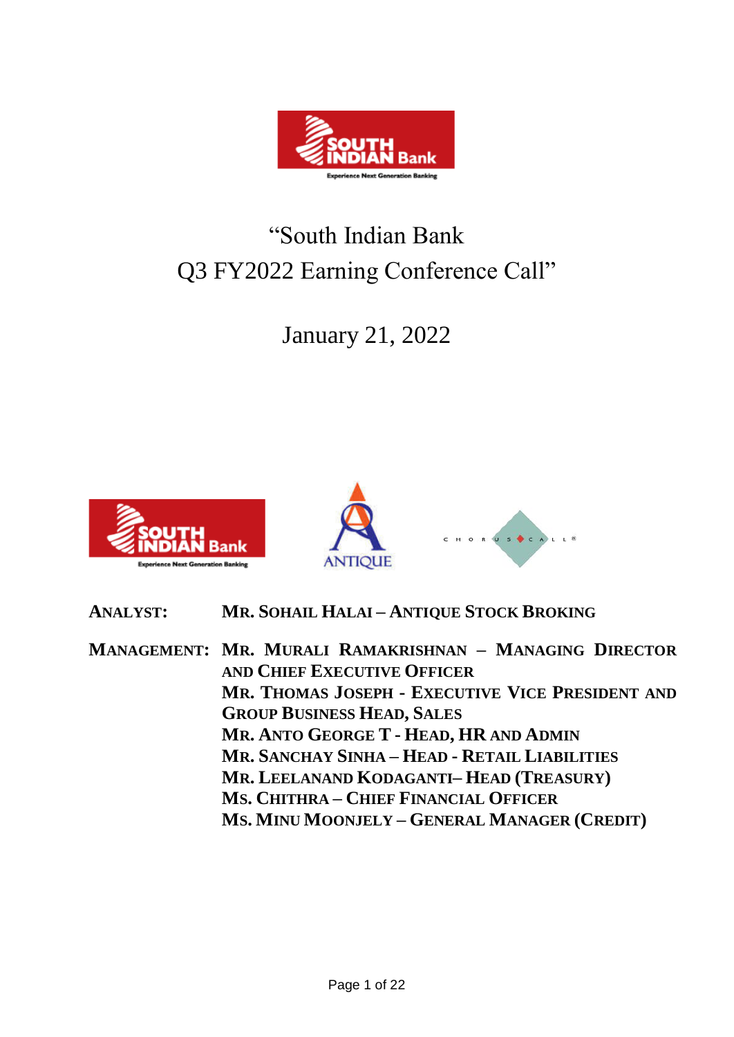# "South Indian Bank Q3 FY2022 Earning Conference Call"

## January 21, 2022

**ANALYST:** **MR. SOHAIL HALAI – ANTIQUE STOCK BROKING**

**MANAGEMENT:** **MR. MURALI RAMAKRISHNAN – MANAGING DIRECTOR AND CHIEF EXECUTIVE OFFICER**
**MR. THOMAS JOSEPH - EXECUTIVE VICE PRESIDENT AND GROUP BUSINESS HEAD, SALES**
**MR. ANTO GEORGE T - HEAD, HR AND ADMIN**
**MR. SANCHAY SINHA – HEAD - RETAIL LIABILITIES**
**MR. LEELANAND KODAGANTI– HEAD (TREASURY)**
**MS. CHITHRA – CHIEF FINANCIAL OFFICER**
**MS. MINU MOONJELY – GENERAL MANAGER (CREDIT)**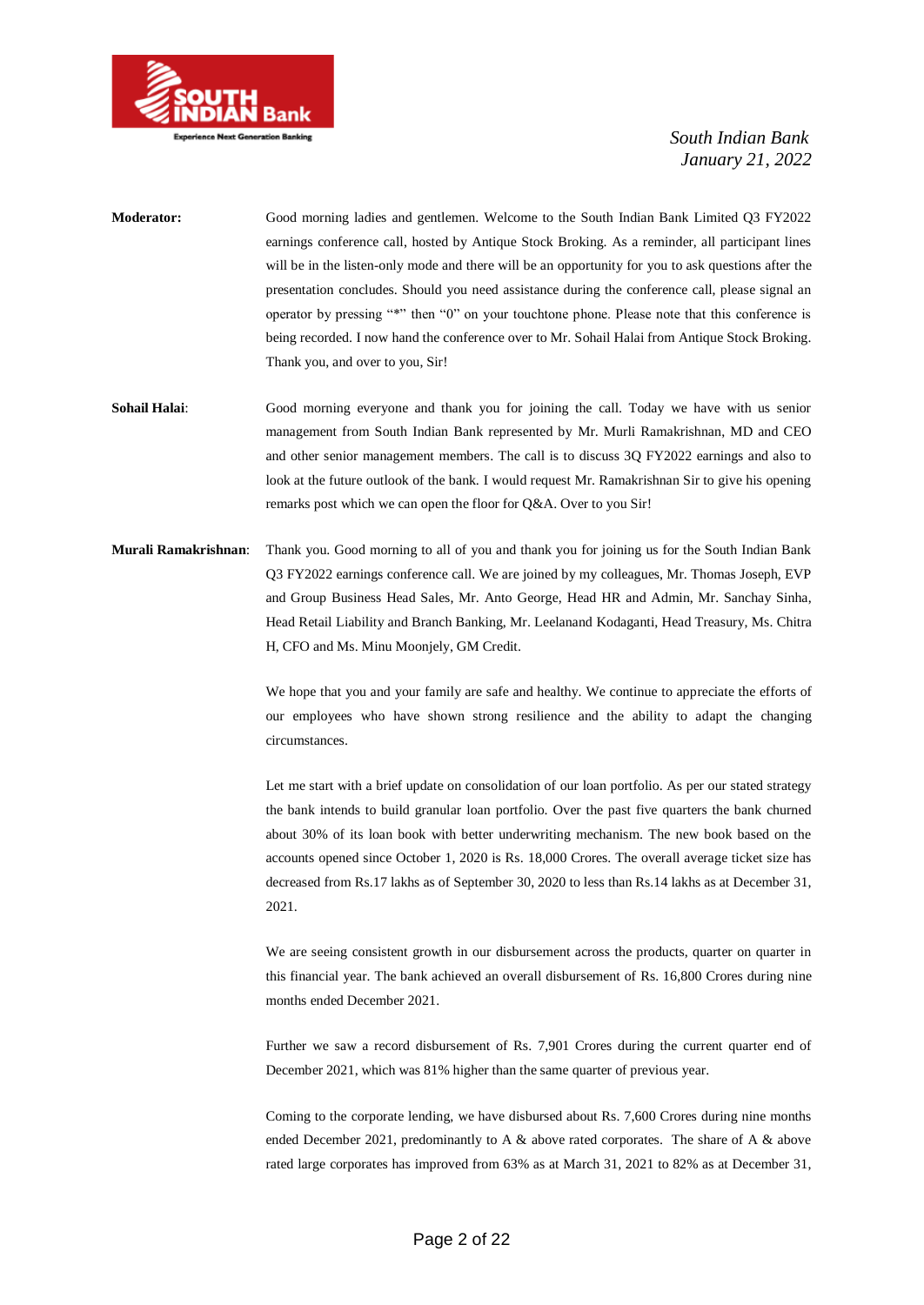**Moderator:** Good morning ladies and gentlemen. Welcome to the South Indian Bank Limited Q3 FY2022 earnings conference call, hosted by Antique Stock Broking. As a reminder, all participant lines will be in the listen-only mode and there will be an opportunity for you to ask questions after the presentation concludes. Should you need assistance during the conference call, please signal an operator by pressing "*" then "0" on your touchtone phone. Please note that this conference is being recorded. I now hand the conference over to Mr. Sohail Halai from Antique Stock Broking. Thank you, and over to you, Sir!

**Sohail Halai**: Good morning everyone and thank you for joining the call. Today we have with us senior management from South Indian Bank represented by Mr. Murli Ramakrishnan, MD and CEO and other senior management members. The call is to discuss 3Q FY2022 earnings and also to look at the future outlook of the bank. I would request Mr. Ramakrishnan Sir to give his opening remarks post which we can open the floor for Q&A. Over to you Sir!

**Murali Ramakrishnan**: Thank you. Good morning to all of you and thank you for joining us for the South Indian Bank Q3 FY2022 earnings conference call. We are joined by my colleagues, Mr. Thomas Joseph, EVP and Group Business Head Sales, Mr. Anto George, Head HR and Admin, Mr. Sanchay Sinha, Head Retail Liability and Branch Banking, Mr. Leelanand Kodaganti, Head Treasury, Ms. Chitra H, CFO and Ms. Minu Moonjely, GM Credit.

We hope that you and your family are safe and healthy. We continue to appreciate the efforts of our employees who have shown strong resilience and the ability to adapt the changing circumstances.

Let me start with a brief update on consolidation of our loan portfolio. As per our stated strategy the bank intends to build granular loan portfolio. Over the past five quarters the bank churned about 30% of its loan book with better underwriting mechanism. The new book based on the accounts opened since October 1, 2020 is Rs. 18,000 Crores. The overall average ticket size has decreased from Rs.17 lakhs as of September 30, 2020 to less than Rs.14 lakhs as at December 31, 2021.

We are seeing consistent growth in our disbursement across the products, quarter on quarter in this financial year. The bank achieved an overall disbursement of Rs. 16,800 Crores during nine months ended December 2021.

Further we saw a record disbursement of Rs. 7,901 Crores during the current quarter end of December 2021, which was 81% higher than the same quarter of previous year.

Coming to the corporate lending, we have disbursed about Rs. 7,600 Crores during nine months ended December 2021, predominantly to A & above rated corporates. The share of A & above rated large corporates has improved from 63% as at March 31, 2021 to 82% as at December 31,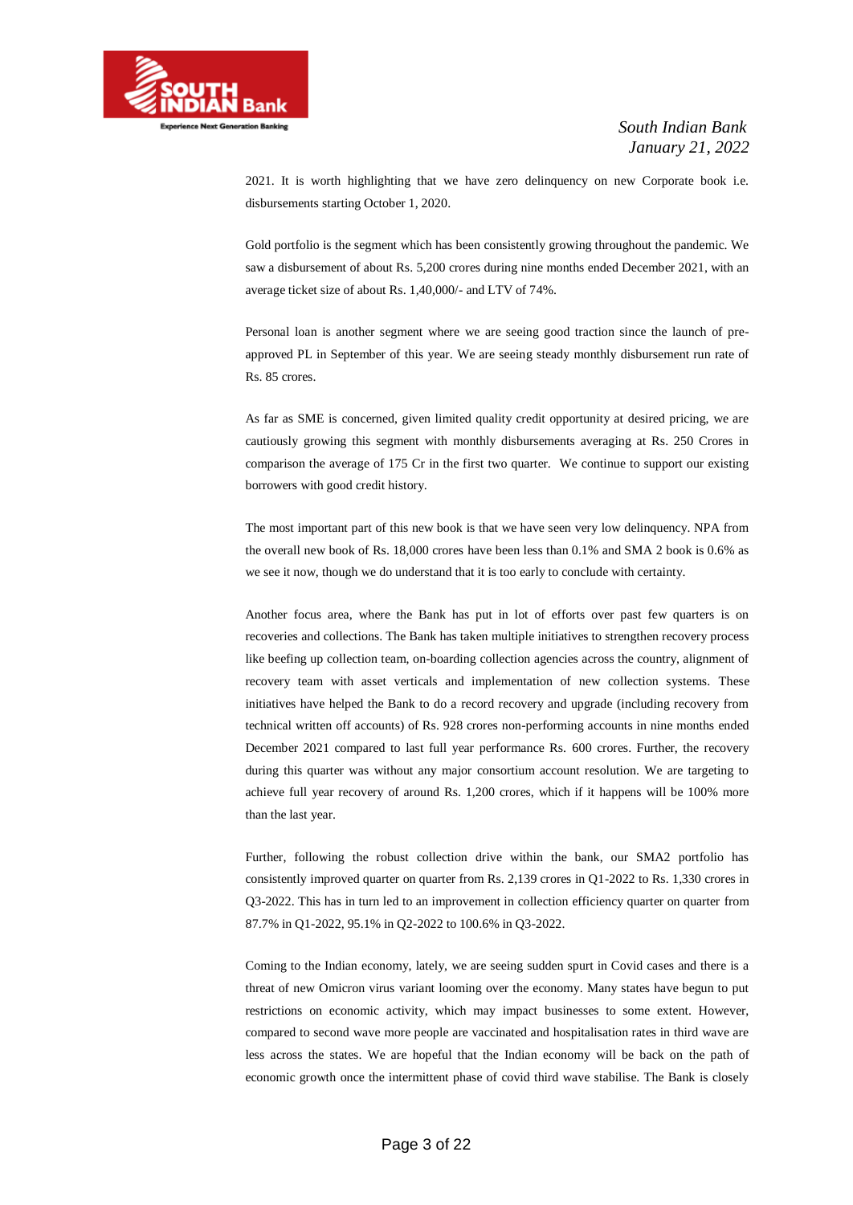2021. It is worth highlighting that we have zero delinquency on new Corporate book i.e. disbursements starting October 1, 2020.

Gold portfolio is the segment which has been consistently growing throughout the pandemic. We saw a disbursement of about Rs. 5,200 crores during nine months ended December 2021, with an average ticket size of about Rs. 1,40,000/- and LTV of 74%.

Personal loan is another segment where we are seeing good traction since the launch of pre-approved PL in September of this year. We are seeing steady monthly disbursement run rate of Rs. 85 crores.

As far as SME is concerned, given limited quality credit opportunity at desired pricing, we are cautiously growing this segment with monthly disbursements averaging at Rs. 250 Crores in comparison the average of 175 Cr in the first two quarter. We continue to support our existing borrowers with good credit history.

The most important part of this new book is that we have seen very low delinquency. NPA from the overall new book of Rs. 18,000 crores have been less than 0.1% and SMA 2 book is 0.6% as we see it now, though we do understand that it is too early to conclude with certainty.

Another focus area, where the Bank has put in lot of efforts over past few quarters is on recoveries and collections. The Bank has taken multiple initiatives to strengthen recovery process like beefing up collection team, on-boarding collection agencies across the country, alignment of recovery team with asset verticals and implementation of new collection systems. These initiatives have helped the Bank to do a record recovery and upgrade (including recovery from technical written off accounts) of Rs. 928 crores non-performing accounts in nine months ended December 2021 compared to last full year performance Rs. 600 crores. Further, the recovery during this quarter was without any major consortium account resolution. We are targeting to achieve full year recovery of around Rs. 1,200 crores, which if it happens will be 100% more than the last year.

Further, following the robust collection drive within the bank, our SMA2 portfolio has consistently improved quarter on quarter from Rs. 2,139 crores in Q1-2022 to Rs. 1,330 crores in Q3-2022. This has in turn led to an improvement in collection efficiency quarter on quarter from 87.7% in Q1-2022, 95.1% in Q2-2022 to 100.6% in Q3-2022.

Coming to the Indian economy, lately, we are seeing sudden spurt in Covid cases and there is a threat of new Omicron virus variant looming over the economy. Many states have begun to put restrictions on economic activity, which may impact businesses to some extent. However, compared to second wave more people are vaccinated and hospitalisation rates in third wave are less across the states. We are hopeful that the Indian economy will be back on the path of economic growth once the intermittent phase of covid third wave stabilise. The Bank is closely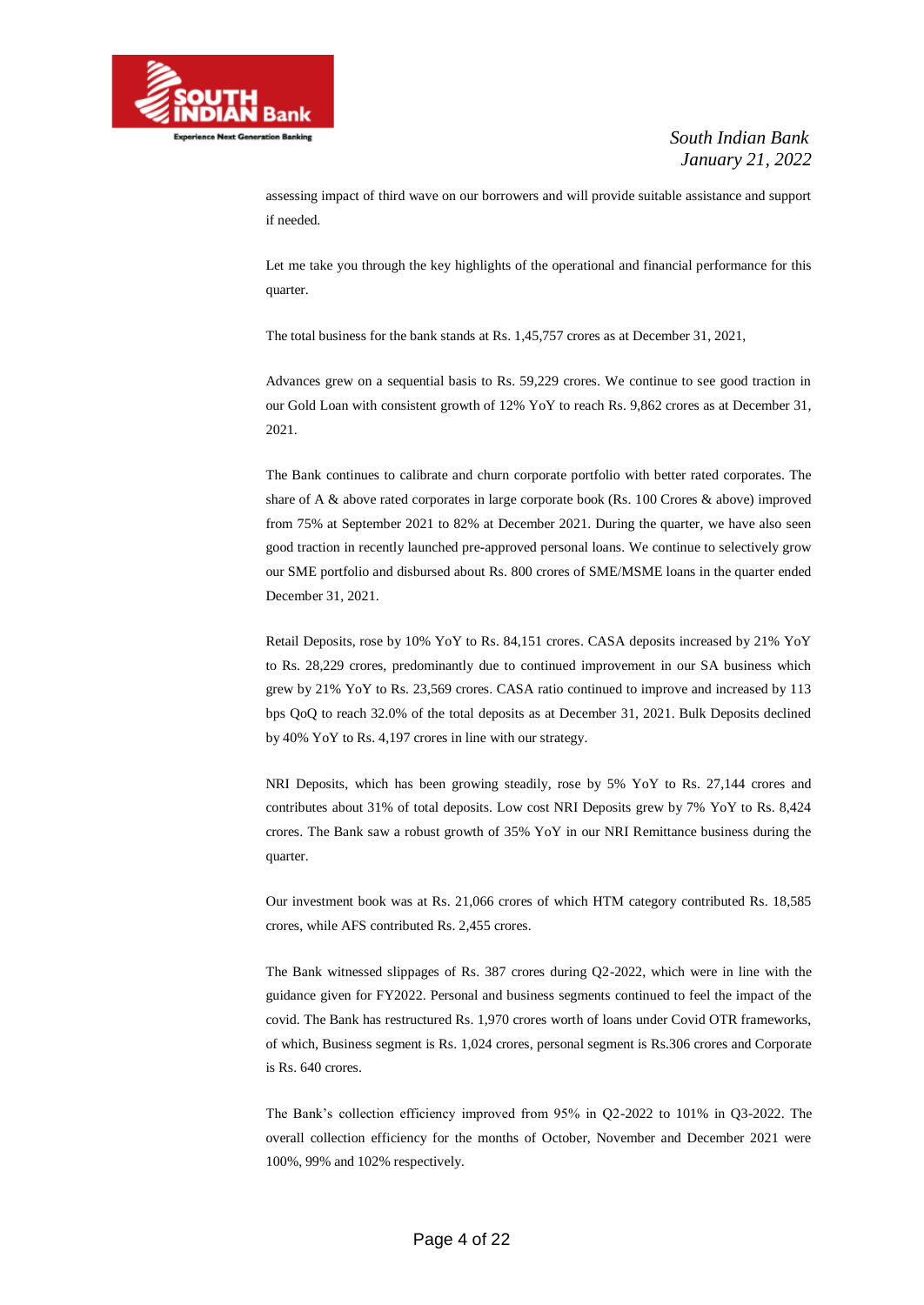assessing impact of third wave on our borrowers and will provide suitable assistance and support if needed.

Let me take you through the key highlights of the operational and financial performance for this quarter.

The total business for the bank stands at Rs. 1,45,757 crores as at December 31, 2021,

Advances grew on a sequential basis to Rs. 59,229 crores. We continue to see good traction in our Gold Loan with consistent growth of 12% YoY to reach Rs. 9,862 crores as at December 31, 2021.

The Bank continues to calibrate and churn corporate portfolio with better rated corporates. The share of A & above rated corporates in large corporate book (Rs. 100 Crores & above) improved from 75% at September 2021 to 82% at December 2021. During the quarter, we have also seen good traction in recently launched pre-approved personal loans. We continue to selectively grow our SME portfolio and disbursed about Rs. 800 crores of SME/MSME loans in the quarter ended December 31, 2021.

Retail Deposits, rose by 10% YoY to Rs. 84,151 crores. CASA deposits increased by 21% YoY to Rs. 28,229 crores, predominantly due to continued improvement in our SA business which grew by 21% YoY to Rs. 23,569 crores. CASA ratio continued to improve and increased by 113 bps QoQ to reach 32.0% of the total deposits as at December 31, 2021. Bulk Deposits declined by 40% YoY to Rs. 4,197 crores in line with our strategy.

NRI Deposits, which has been growing steadily, rose by 5% YoY to Rs. 27,144 crores and contributes about 31% of total deposits. Low cost NRI Deposits grew by 7% YoY to Rs. 8,424 crores. The Bank saw a robust growth of 35% YoY in our NRI Remittance business during the quarter.

Our investment book was at Rs. 21,066 crores of which HTM category contributed Rs. 18,585 crores, while AFS contributed Rs. 2,455 crores.

The Bank witnessed slippages of Rs. 387 crores during Q2-2022, which were in line with the guidance given for FY2022. Personal and business segments continued to feel the impact of the covid. The Bank has restructured Rs. 1,970 crores worth of loans under Covid OTR frameworks, of which, Business segment is Rs. 1,024 crores, personal segment is Rs.306 crores and Corporate is Rs. 640 crores.

The Bank's collection efficiency improved from 95% in Q2-2022 to 101% in Q3-2022. The overall collection efficiency for the months of October, November and December 2021 were 100%, 99% and 102% respectively.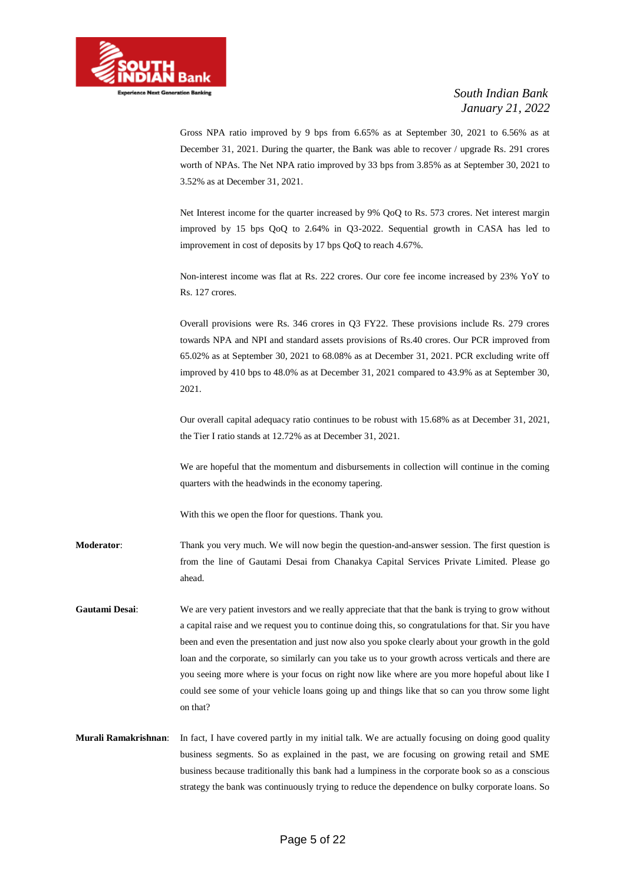Gross NPA ratio improved by 9 bps from 6.65% as at September 30, 2021 to 6.56% as at December 31, 2021. During the quarter, the Bank was able to recover / upgrade Rs. 291 crores worth of NPAs. The Net NPA ratio improved by 33 bps from 3.85% as at September 30, 2021 to 3.52% as at December 31, 2021.

Net Interest income for the quarter increased by 9% QoQ to Rs. 573 crores. Net interest margin improved by 15 bps QoQ to 2.64% in Q3-2022. Sequential growth in CASA has led to improvement in cost of deposits by 17 bps QoQ to reach 4.67%.

Non-interest income was flat at Rs. 222 crores. Our core fee income increased by 23% YoY to Rs. 127 crores.

Overall provisions were Rs. 346 crores in Q3 FY22. These provisions include Rs. 279 crores towards NPA and NPI and standard assets provisions of Rs.40 crores. Our PCR improved from 65.02% as at September 30, 2021 to 68.08% as at December 31, 2021. PCR excluding write off improved by 410 bps to 48.0% as at December 31, 2021 compared to 43.9% as at September 30, 2021.

Our overall capital adequacy ratio continues to be robust with 15.68% as at December 31, 2021, the Tier I ratio stands at 12.72% as at December 31, 2021.

We are hopeful that the momentum and disbursements in collection will continue in the coming quarters with the headwinds in the economy tapering.

With this we open the floor for questions. Thank you.

**Moderator**: Thank you very much. We will now begin the question-and-answer session. The first question is from the line of Gautami Desai from Chanakya Capital Services Private Limited. Please go ahead.

**Gautami Desai**: We are very patient investors and we really appreciate that that the bank is trying to grow without a capital raise and we request you to continue doing this, so congratulations for that. Sir you have been and even the presentation and just now also you spoke clearly about your growth in the gold loan and the corporate, so similarly can you take us to your growth across verticals and there are you seeing more where is your focus on right now like where are you more hopeful about like I could see some of your vehicle loans going up and things like that so can you throw some light on that?

**Murali Ramakrishnan**: In fact, I have covered partly in my initial talk. We are actually focusing on doing good quality business segments. So as explained in the past, we are focusing on growing retail and SME business because traditionally this bank had a lumpiness in the corporate book so as a conscious strategy the bank was continuously trying to reduce the dependence on bulky corporate loans. So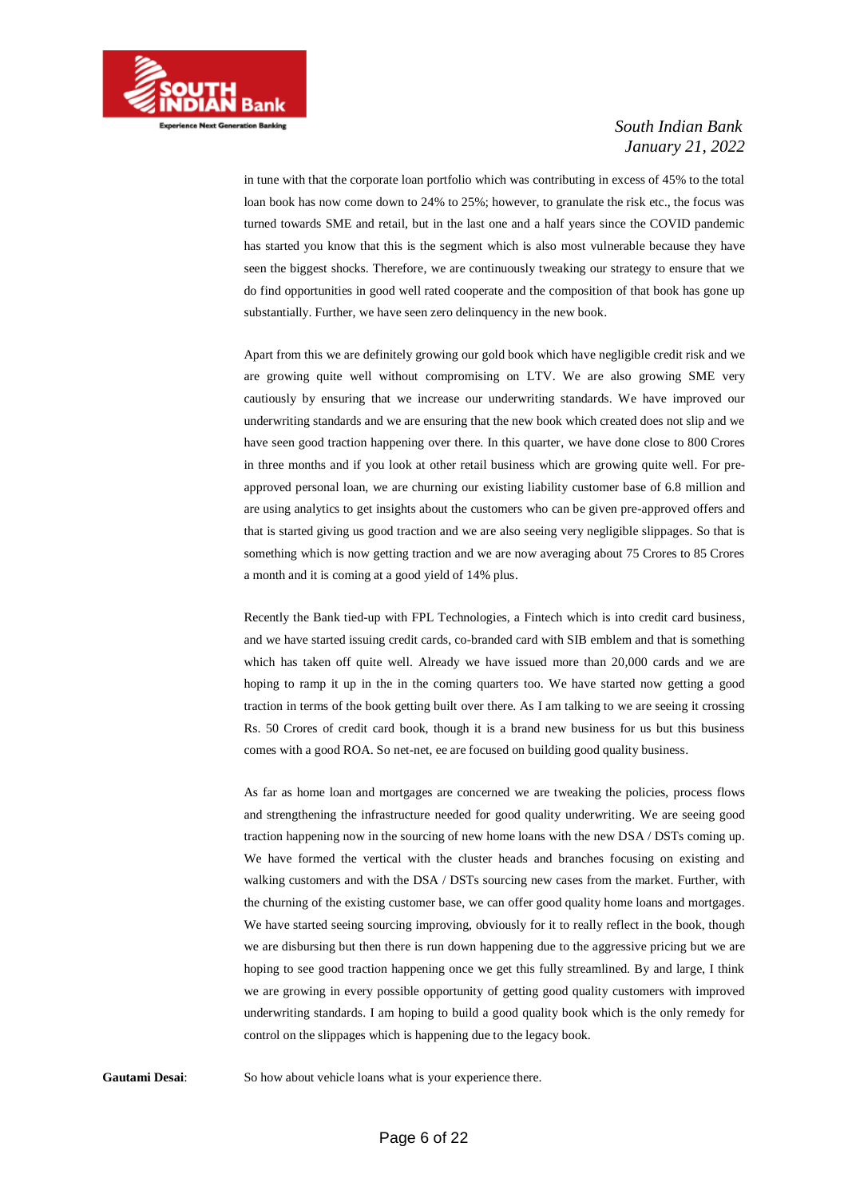in tune with that the corporate loan portfolio which was contributing in excess of 45% to the total loan book has now come down to 24% to 25%; however, to granulate the risk etc., the focus was turned towards SME and retail, but in the last one and a half years since the COVID pandemic has started you know that this is the segment which is also most vulnerable because they have seen the biggest shocks. Therefore, we are continuously tweaking our strategy to ensure that we do find opportunities in good well rated cooperate and the composition of that book has gone up substantially. Further, we have seen zero delinquency in the new book.

Apart from this we are definitely growing our gold book which have negligible credit risk and we are growing quite well without compromising on LTV. We are also growing SME very cautiously by ensuring that we increase our underwriting standards. We have improved our underwriting standards and we are ensuring that the new book which created does not slip and we have seen good traction happening over there. In this quarter, we have done close to 800 Crores in three months and if you look at other retail business which are growing quite well. For pre-approved personal loan, we are churning our existing liability customer base of 6.8 million and are using analytics to get insights about the customers who can be given pre-approved offers and that is started giving us good traction and we are also seeing very negligible slippages. So that is something which is now getting traction and we are now averaging about 75 Crores to 85 Crores a month and it is coming at a good yield of 14% plus.

Recently the Bank tied-up with FPL Technologies, a Fintech which is into credit card business, and we have started issuing credit cards, co-branded card with SIB emblem and that is something which has taken off quite well. Already we have issued more than 20,000 cards and we are hoping to ramp it up in the in the coming quarters too. We have started now getting a good traction in terms of the book getting built over there. As I am talking to we are seeing it crossing Rs. 50 Crores of credit card book, though it is a brand new business for us but this business comes with a good ROA. So net-net, ee are focused on building good quality business.

As far as home loan and mortgages are concerned we are tweaking the policies, process flows and strengthening the infrastructure needed for good quality underwriting. We are seeing good traction happening now in the sourcing of new home loans with the new DSA / DSTs coming up. We have formed the vertical with the cluster heads and branches focusing on existing and walking customers and with the DSA / DSTs sourcing new cases from the market. Further, with the churning of the existing customer base, we can offer good quality home loans and mortgages. We have started seeing sourcing improving, obviously for it to really reflect in the book, though we are disbursing but then there is run down happening due to the aggressive pricing but we are hoping to see good traction happening once we get this fully streamlined. By and large, I think we are growing in every possible opportunity of getting good quality customers with improved underwriting standards. I am hoping to build a good quality book which is the only remedy for control on the slippages which is happening due to the legacy book.

**Gautami Desai**: So how about vehicle loans what is your experience there.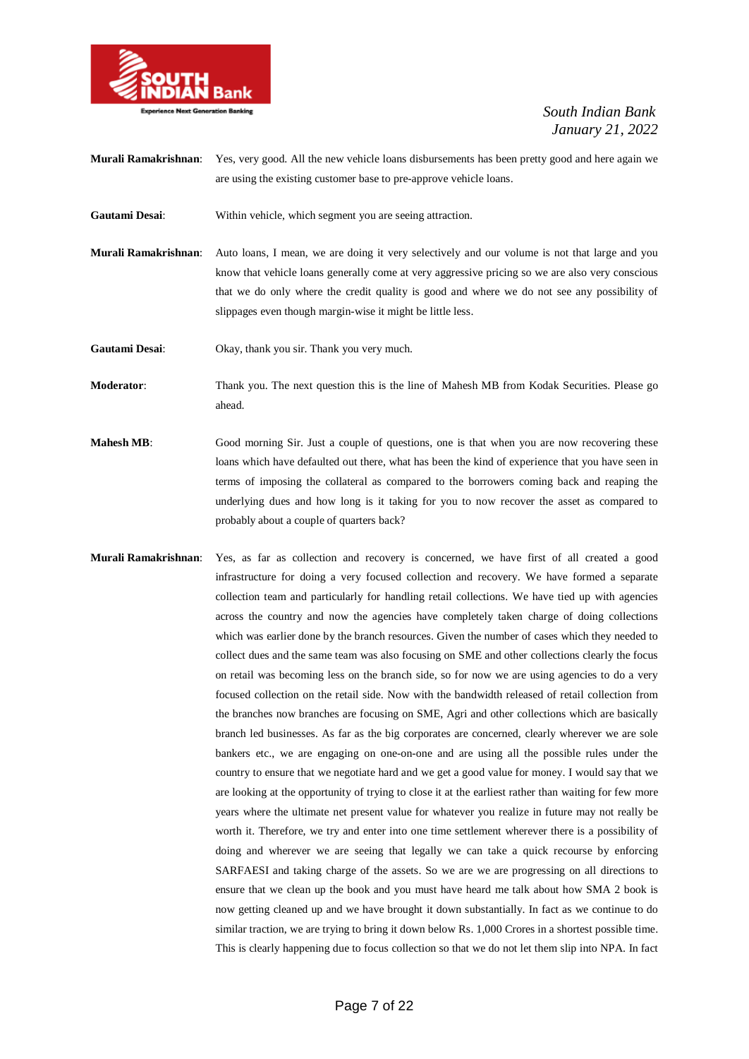**Murali Ramakrishnan**: Yes, very good. All the new vehicle loans disbursements has been pretty good and here again we are using the existing customer base to pre-approve vehicle loans.

**Gautami Desai**: Within vehicle, which segment you are seeing attraction.

**Murali Ramakrishnan**: Auto loans, I mean, we are doing it very selectively and our volume is not that large and you know that vehicle loans generally come at very aggressive pricing so we are also very conscious that we do only where the credit quality is good and where we do not see any possibility of slippages even though margin-wise it might be little less.

**Gautami Desai**: Okay, thank you sir. Thank you very much.

**Moderator**: Thank you. The next question this is the line of Mahesh MB from Kodak Securities. Please go ahead.

**Mahesh MB**: Good morning Sir. Just a couple of questions, one is that when you are now recovering these loans which have defaulted out there, what has been the kind of experience that you have seen in terms of imposing the collateral as compared to the borrowers coming back and reaping the underlying dues and how long is it taking for you to now recover the asset as compared to probably about a couple of quarters back?

**Murali Ramakrishnan**: Yes, as far as collection and recovery is concerned, we have first of all created a good infrastructure for doing a very focused collection and recovery. We have formed a separate collection team and particularly for handling retail collections. We have tied up with agencies across the country and now the agencies have completely taken charge of doing collections which was earlier done by the branch resources. Given the number of cases which they needed to collect dues and the same team was also focusing on SME and other collections clearly the focus on retail was becoming less on the branch side, so for now we are using agencies to do a very focused collection on the retail side. Now with the bandwidth released of retail collection from the branches now branches are focusing on SME, Agri and other collections which are basically branch led businesses. As far as the big corporates are concerned, clearly wherever we are sole bankers etc., we are engaging on one-on-one and are using all the possible rules under the country to ensure that we negotiate hard and we get a good value for money. I would say that we are looking at the opportunity of trying to close it at the earliest rather than waiting for few more years where the ultimate net present value for whatever you realize in future may not really be worth it. Therefore, we try and enter into one time settlement wherever there is a possibility of doing and wherever we are seeing that legally we can take a quick recourse by enforcing SARFAESI and taking charge of the assets. So we are we are progressing on all directions to ensure that we clean up the book and you must have heard me talk about how SMA 2 book is now getting cleaned up and we have brought it down substantially. In fact as we continue to do similar traction, we are trying to bring it down below Rs. 1,000 Crores in a shortest possible time. This is clearly happening due to focus collection so that we do not let them slip into NPA. In fact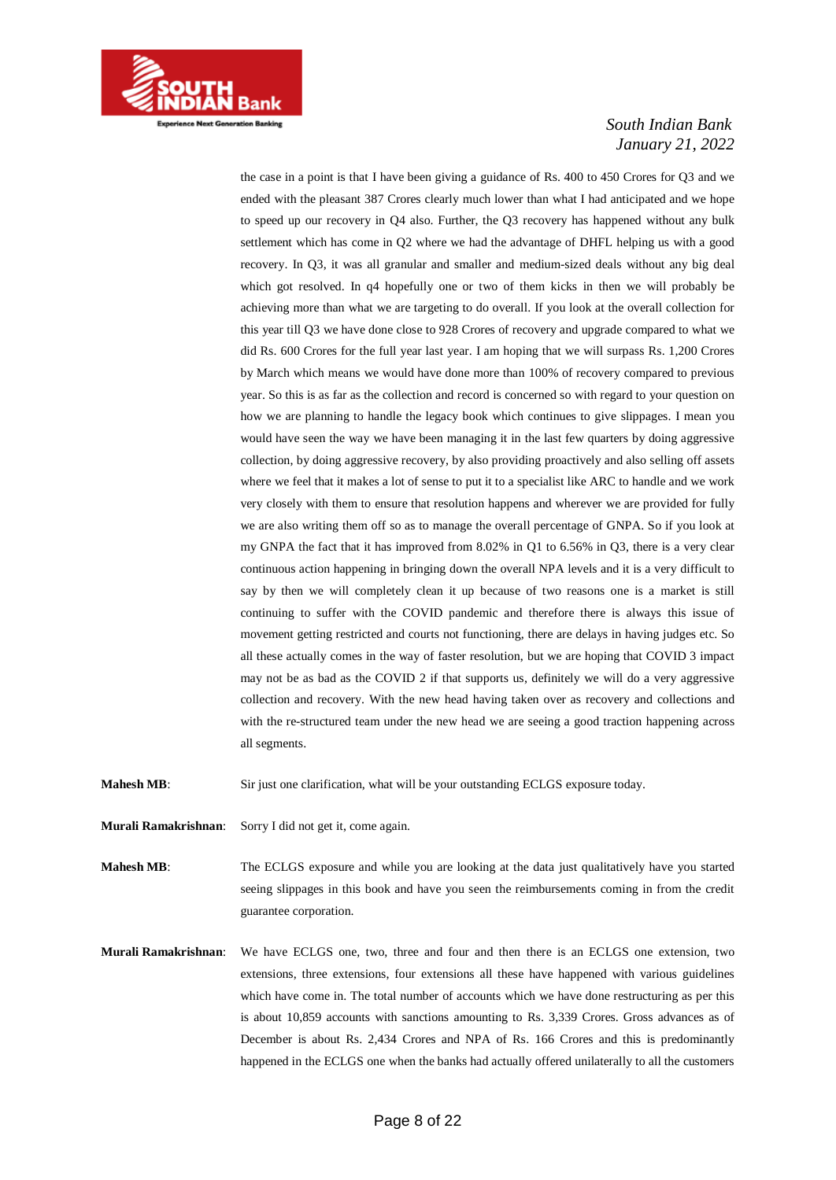the case in a point is that I have been giving a guidance of Rs. 400 to 450 Crores for Q3 and we ended with the pleasant 387 Crores clearly much lower than what I had anticipated and we hope to speed up our recovery in Q4 also. Further, the Q3 recovery has happened without any bulk settlement which has come in Q2 where we had the advantage of DHFL helping us with a good recovery. In Q3, it was all granular and smaller and medium-sized deals without any big deal which got resolved. In q4 hopefully one or two of them kicks in then we will probably be achieving more than what we are targeting to do overall. If you look at the overall collection for this year till Q3 we have done close to 928 Crores of recovery and upgrade compared to what we did Rs. 600 Crores for the full year last year. I am hoping that we will surpass Rs. 1,200 Crores by March which means we would have done more than 100% of recovery compared to previous year. So this is as far as the collection and record is concerned so with regard to your question on how we are planning to handle the legacy book which continues to give slippages. I mean you would have seen the way we have been managing it in the last few quarters by doing aggressive collection, by doing aggressive recovery, by also providing proactively and also selling off assets where we feel that it makes a lot of sense to put it to a specialist like ARC to handle and we work very closely with them to ensure that resolution happens and wherever we are provided for fully we are also writing them off so as to manage the overall percentage of GNPA. So if you look at my GNPA the fact that it has improved from 8.02% in Q1 to 6.56% in Q3, there is a very clear continuous action happening in bringing down the overall NPA levels and it is a very difficult to say by then we will completely clean it up because of two reasons one is a market is still continuing to suffer with the COVID pandemic and therefore there is always this issue of movement getting restricted and courts not functioning, there are delays in having judges etc. So all these actually comes in the way of faster resolution, but we are hoping that COVID 3 impact may not be as bad as the COVID 2 if that supports us, definitely we will do a very aggressive collection and recovery. With the new head having taken over as recovery and collections and with the re-structured team under the new head we are seeing a good traction happening across all segments.

**Mahesh MB**: Sir just one clarification, what will be your outstanding ECLGS exposure today.

**Murali Ramakrishnan**: Sorry I did not get it, come again.

**Mahesh MB**: The ECLGS exposure and while you are looking at the data just qualitatively have you started seeing slippages in this book and have you seen the reimbursements coming in from the credit guarantee corporation.

**Murali Ramakrishnan**: We have ECLGS one, two, three and four and then there is an ECLGS one extension, two extensions, three extensions, four extensions all these have happened with various guidelines which have come in. The total number of accounts which we have done restructuring as per this is about 10,859 accounts with sanctions amounting to Rs. 3,339 Crores. Gross advances as of December is about Rs. 2,434 Crores and NPA of Rs. 166 Crores and this is predominantly happened in the ECLGS one when the banks had actually offered unilaterally to all the customers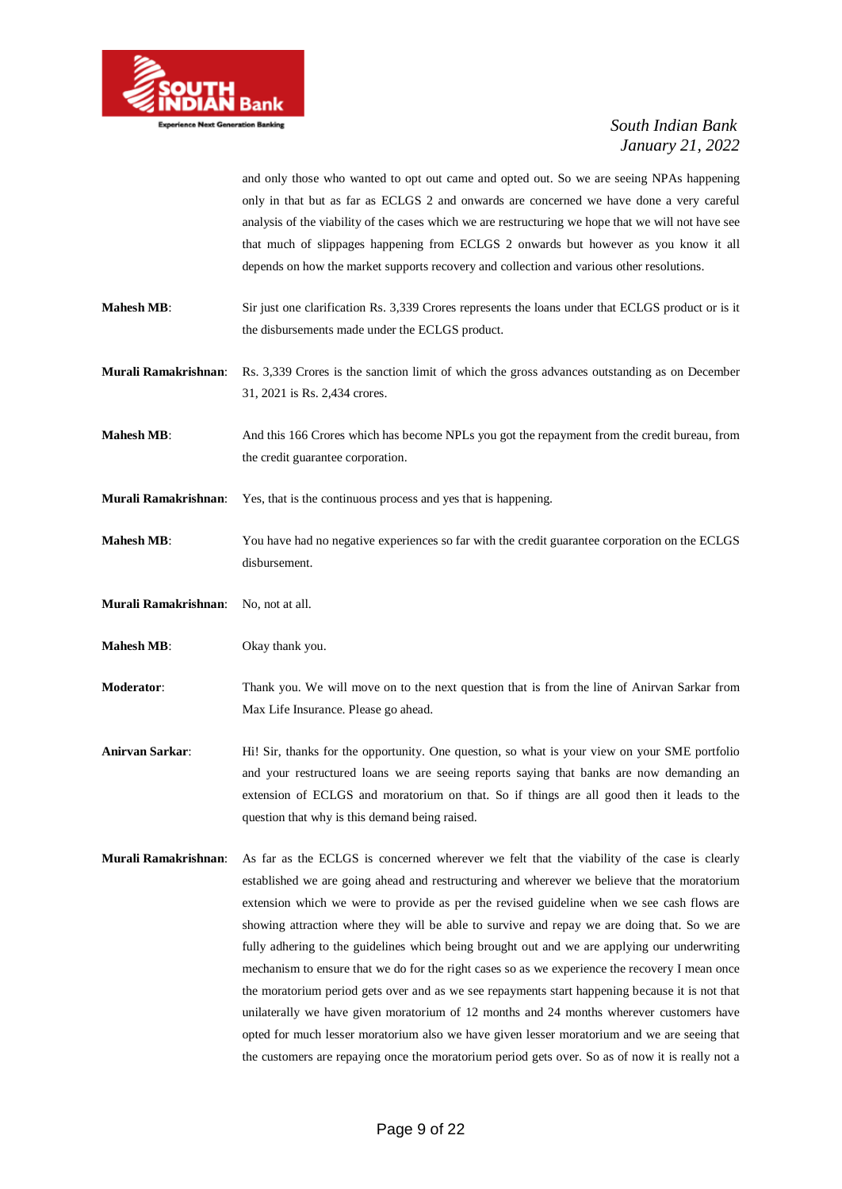and only those who wanted to opt out came and opted out. So we are seeing NPAs happening only in that but as far as ECLGS 2 and onwards are concerned we have done a very careful analysis of the viability of the cases which we are restructuring we hope that we will not have see that much of slippages happening from ECLGS 2 onwards but however as you know it all depends on how the market supports recovery and collection and various other resolutions.

**Mahesh MB**: Sir just one clarification Rs. 3,339 Crores represents the loans under that ECLGS product or is it the disbursements made under the ECLGS product.

**Murali Ramakrishnan**: Rs. 3,339 Crores is the sanction limit of which the gross advances outstanding as on December 31, 2021 is Rs. 2,434 crores.

**Mahesh MB**: And this 166 Crores which has become NPLs you got the repayment from the credit bureau, from the credit guarantee corporation.

**Murali Ramakrishnan**: Yes, that is the continuous process and yes that is happening.

**Mahesh MB**: You have had no negative experiences so far with the credit guarantee corporation on the ECLGS disbursement.

**Murali Ramakrishnan**: No, not at all.

**Mahesh MB**: Okay thank you.

**Moderator**: Thank you. We will move on to the next question that is from the line of Anirvan Sarkar from Max Life Insurance. Please go ahead.

**Anirvan Sarkar**: Hi! Sir, thanks for the opportunity. One question, so what is your view on your SME portfolio and your restructured loans we are seeing reports saying that banks are now demanding an extension of ECLGS and moratorium on that. So if things are all good then it leads to the question that why is this demand being raised.

**Murali Ramakrishnan**: As far as the ECLGS is concerned wherever we felt that the viability of the case is clearly established we are going ahead and restructuring and wherever we believe that the moratorium extension which we were to provide as per the revised guideline when we see cash flows are showing attraction where they will be able to survive and repay we are doing that. So we are fully adhering to the guidelines which being brought out and we are applying our underwriting mechanism to ensure that we do for the right cases so as we experience the recovery I mean once the moratorium period gets over and as we see repayments start happening because it is not that unilaterally we have given moratorium of 12 months and 24 months wherever customers have opted for much lesser moratorium also we have given lesser moratorium and we are seeing that the customers are repaying once the moratorium period gets over. So as of now it is really not a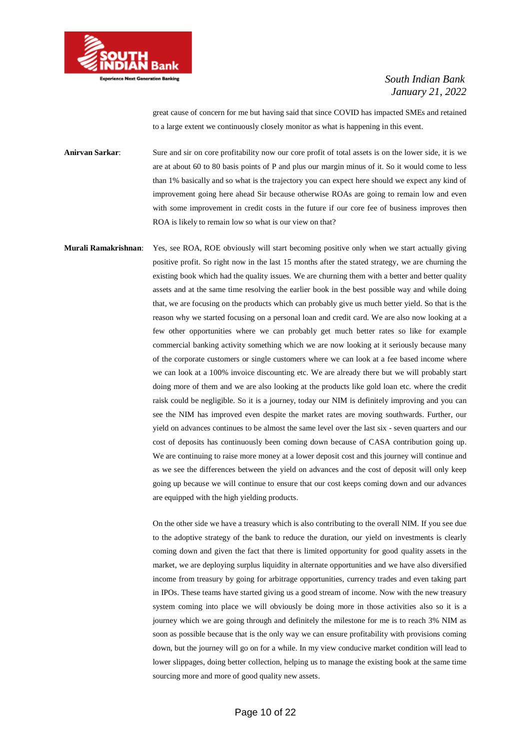great cause of concern for me but having said that since COVID has impacted SMEs and retained to a large extent we continuously closely monitor as what is happening in this event.

**Anirvan Sarkar**: Sure and sir on core profitability now our core profit of total assets is on the lower side, it is we are at about 60 to 80 basis points of P and plus our margin minus of it. So it would come to less than 1% basically and so what is the trajectory you can expect here should we expect any kind of improvement going here ahead Sir because otherwise ROAs are going to remain low and even with some improvement in credit costs in the future if our core fee of business improves then ROA is likely to remain low so what is our view on that?

**Murali Ramakrishnan**: Yes, see ROA, ROE obviously will start becoming positive only when we start actually giving positive profit. So right now in the last 15 months after the stated strategy, we are churning the existing book which had the quality issues. We are churning them with a better and better quality assets and at the same time resolving the earlier book in the best possible way and while doing that, we are focusing on the products which can probably give us much better yield. So that is the reason why we started focusing on a personal loan and credit card. We are also now looking at a few other opportunities where we can probably get much better rates so like for example commercial banking activity something which we are now looking at it seriously because many of the corporate customers or single customers where we can look at a fee based income where we can look at a 100% invoice discounting etc. We are already there but we will probably start doing more of them and we are also looking at the products like gold loan etc. where the credit raisk could be negligible. So it is a journey, today our NIM is definitely improving and you can see the NIM has improved even despite the market rates are moving southwards. Further, our yield on advances continues to be almost the same level over the last six - seven quarters and our cost of deposits has continuously been coming down because of CASA contribution going up. We are continuing to raise more money at a lower deposit cost and this journey will continue and as we see the differences between the yield on advances and the cost of deposit will only keep going up because we will continue to ensure that our cost keeps coming down and our advances are equipped with the high yielding products.

On the other side we have a treasury which is also contributing to the overall NIM. If you see due to the adoptive strategy of the bank to reduce the duration, our yield on investments is clearly coming down and given the fact that there is limited opportunity for good quality assets in the market, we are deploying surplus liquidity in alternate opportunities and we have also diversified income from treasury by going for arbitrage opportunities, currency trades and even taking part in IPOs. These teams have started giving us a good stream of income. Now with the new treasury system coming into place we will obviously be doing more in those activities also so it is a journey which we are going through and definitely the milestone for me is to reach 3% NIM as soon as possible because that is the only way we can ensure profitability with provisions coming down, but the journey will go on for a while. In my view conducive market condition will lead to lower slippages, doing better collection, helping us to manage the existing book at the same time sourcing more and more of good quality new assets.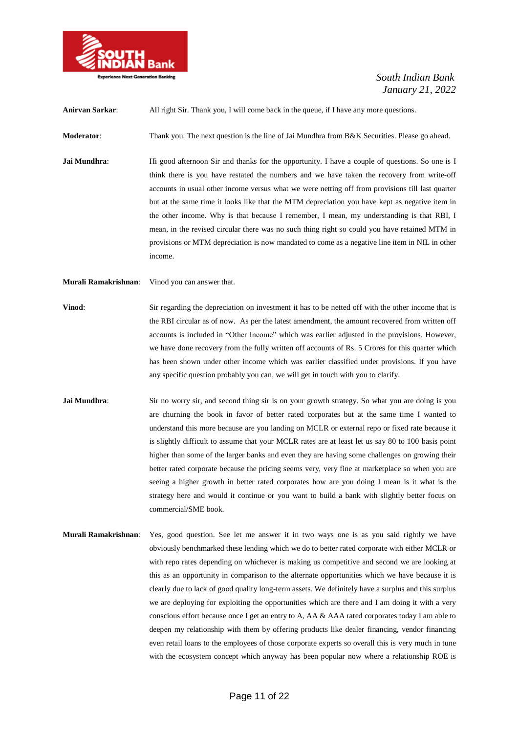**Anirvan Sarkar**: All right Sir. Thank you, I will come back in the queue, if I have any more questions.

**Moderator**: Thank you. The next question is the line of Jai Mundhra from B&K Securities. Please go ahead.

**Jai Mundhra**: Hi good afternoon Sir and thanks for the opportunity. I have a couple of questions. So one is I think there is you have restated the numbers and we have taken the recovery from write-off accounts in usual other income versus what we were netting off from provisions till last quarter but at the same time it looks like that the MTM depreciation you have kept as negative item in the other income. Why is that because I remember, I mean, my understanding is that RBI, I mean, in the revised circular there was no such thing right so could you have retained MTM in provisions or MTM depreciation is now mandated to come as a negative line item in NIL in other income.

**Murali Ramakrishnan**: Vinod you can answer that.

**Vinod**: Sir regarding the depreciation on investment it has to be netted off with the other income that is the RBI circular as of now. As per the latest amendment, the amount recovered from written off accounts is included in "Other Income" which was earlier adjusted in the provisions. However, we have done recovery from the fully written off accounts of Rs. 5 Crores for this quarter which has been shown under other income which was earlier classified under provisions. If you have any specific question probably you can, we will get in touch with you to clarify.

**Jai Mundhra**: Sir no worry sir, and second thing sir is on your growth strategy. So what you are doing is you are churning the book in favor of better rated corporates but at the same time I wanted to understand this more because are you landing on MCLR or external repo or fixed rate because it is slightly difficult to assume that your MCLR rates are at least let us say 80 to 100 basis point higher than some of the larger banks and even they are having some challenges on growing their better rated corporate because the pricing seems very, very fine at marketplace so when you are seeing a higher growth in better rated corporates how are you doing I mean is it what is the strategy here and would it continue or you want to build a bank with slightly better focus on commercial/SME book.

**Murali Ramakrishnan**: Yes, good question. See let me answer it in two ways one is as you said rightly we have obviously benchmarked these lending which we do to better rated corporate with either MCLR or with repo rates depending on whichever is making us competitive and second we are looking at this as an opportunity in comparison to the alternate opportunities which we have because it is clearly due to lack of good quality long-term assets. We definitely have a surplus and this surplus we are deploying for exploiting the opportunities which are there and I am doing it with a very conscious effort because once I get an entry to A, AA & AAA rated corporates today I am able to deepen my relationship with them by offering products like dealer financing, vendor financing even retail loans to the employees of those corporate experts so overall this is very much in tune with the ecosystem concept which anyway has been popular now where a relationship ROE is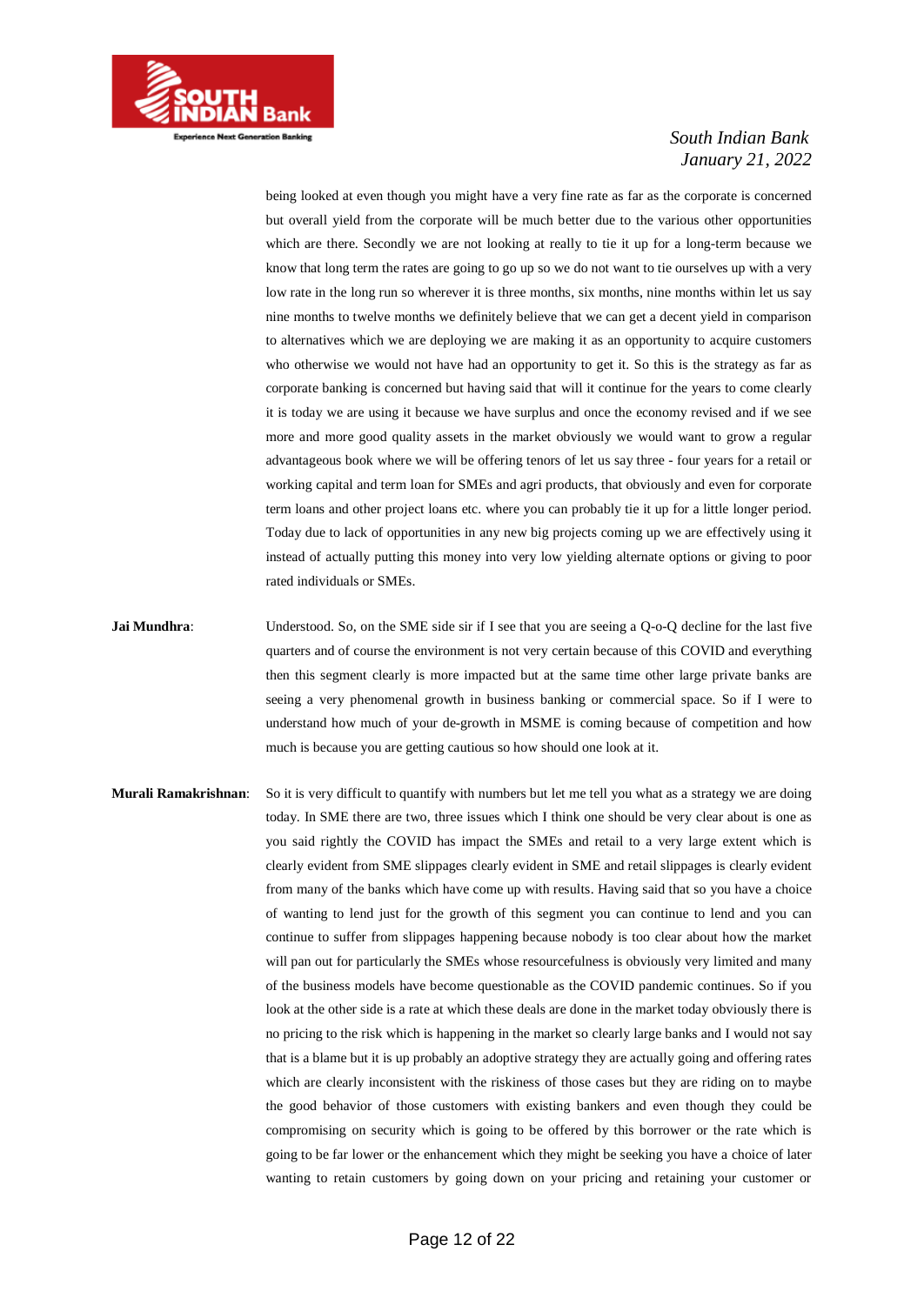being looked at even though you might have a very fine rate as far as the corporate is concerned but overall yield from the corporate will be much better due to the various other opportunities which are there. Secondly we are not looking at really to tie it up for a long-term because we know that long term the rates are going to go up so we do not want to tie ourselves up with a very low rate in the long run so wherever it is three months, six months, nine months within let us say nine months to twelve months we definitely believe that we can get a decent yield in comparison to alternatives which we are deploying we are making it as an opportunity to acquire customers who otherwise we would not have had an opportunity to get it. So this is the strategy as far as corporate banking is concerned but having said that will it continue for the years to come clearly it is today we are using it because we have surplus and once the economy revised and if we see more and more good quality assets in the market obviously we would want to grow a regular advantageous book where we will be offering tenors of let us say three - four years for a retail or working capital and term loan for SMEs and agri products, that obviously and even for corporate term loans and other project loans etc. where you can probably tie it up for a little longer period. Today due to lack of opportunities in any new big projects coming up we are effectively using it instead of actually putting this money into very low yielding alternate options or giving to poor rated individuals or SMEs.

**Jai Mundhra**: Understood. So, on the SME side sir if I see that you are seeing a Q-o-Q decline for the last five quarters and of course the environment is not very certain because of this COVID and everything then this segment clearly is more impacted but at the same time other large private banks are seeing a very phenomenal growth in business banking or commercial space. So if I were to understand how much of your de-growth in MSME is coming because of competition and how much is because you are getting cautious so how should one look at it.

**Murali Ramakrishnan**: So it is very difficult to quantify with numbers but let me tell you what as a strategy we are doing today. In SME there are two, three issues which I think one should be very clear about is one as you said rightly the COVID has impact the SMEs and retail to a very large extent which is clearly evident from SME slippages clearly evident in SME and retail slippages is clearly evident from many of the banks which have come up with results. Having said that so you have a choice of wanting to lend just for the growth of this segment you can continue to lend and you can continue to suffer from slippages happening because nobody is too clear about how the market will pan out for particularly the SMEs whose resourcefulness is obviously very limited and many of the business models have become questionable as the COVID pandemic continues. So if you look at the other side is a rate at which these deals are done in the market today obviously there is no pricing to the risk which is happening in the market so clearly large banks and I would not say that is a blame but it is up probably an adoptive strategy they are actually going and offering rates which are clearly inconsistent with the riskiness of those cases but they are riding on to maybe the good behavior of those customers with existing bankers and even though they could be compromising on security which is going to be offered by this borrower or the rate which is going to be far lower or the enhancement which they might be seeking you have a choice of later wanting to retain customers by going down on your pricing and retaining your customer or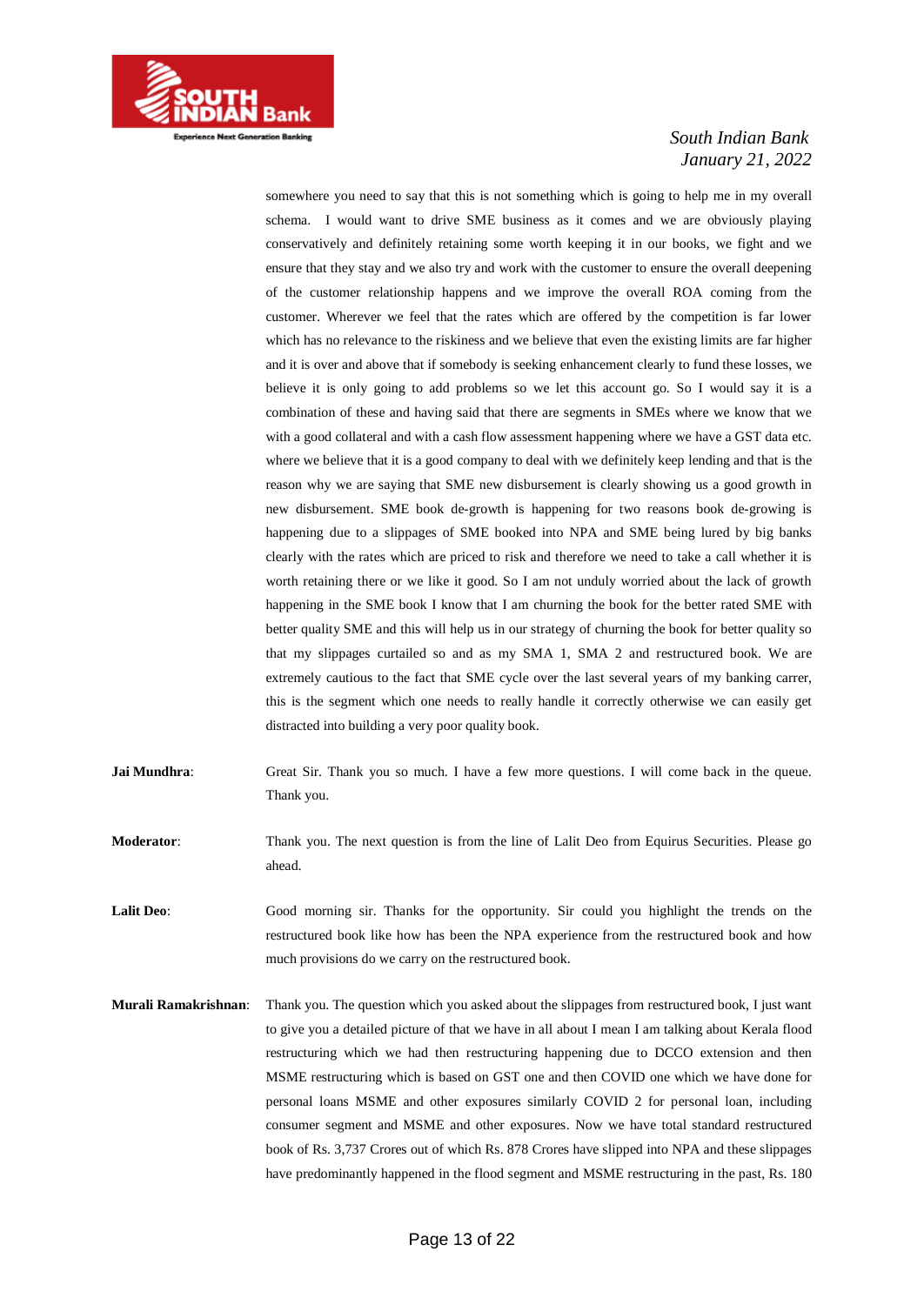somewhere you need to say that this is not something which is going to help me in my overall schema. I would want to drive SME business as it comes and we are obviously playing conservatively and definitely retaining some worth keeping it in our books, we fight and we ensure that they stay and we also try and work with the customer to ensure the overall deepening of the customer relationship happens and we improve the overall ROA coming from the customer. Wherever we feel that the rates which are offered by the competition is far lower which has no relevance to the riskiness and we believe that even the existing limits are far higher and it is over and above that if somebody is seeking enhancement clearly to fund these losses, we believe it is only going to add problems so we let this account go. So I would say it is a combination of these and having said that there are segments in SMEs where we know that we with a good collateral and with a cash flow assessment happening where we have a GST data etc. where we believe that it is a good company to deal with we definitely keep lending and that is the reason why we are saying that SME new disbursement is clearly showing us a good growth in new disbursement. SME book de-growth is happening for two reasons book de-growing is happening due to a slippages of SME booked into NPA and SME being lured by big banks clearly with the rates which are priced to risk and therefore we need to take a call whether it is worth retaining there or we like it good. So I am not unduly worried about the lack of growth happening in the SME book I know that I am churning the book for the better rated SME with better quality SME and this will help us in our strategy of churning the book for better quality so that my slippages curtailed so and as my SMA 1, SMA 2 and restructured book. We are extremely cautious to the fact that SME cycle over the last several years of my banking carrer, this is the segment which one needs to really handle it correctly otherwise we can easily get distracted into building a very poor quality book.

**Jai Mundhra**: Great Sir. Thank you so much. I have a few more questions. I will come back in the queue. Thank you.

**Moderator**: Thank you. The next question is from the line of Lalit Deo from Equirus Securities. Please go ahead.

**Lalit Deo**: Good morning sir. Thanks for the opportunity. Sir could you highlight the trends on the restructured book like how has been the NPA experience from the restructured book and how much provisions do we carry on the restructured book.

**Murali Ramakrishnan**: Thank you. The question which you asked about the slippages from restructured book, I just want to give you a detailed picture of that we have in all about I mean I am talking about Kerala flood restructuring which we had then restructuring happening due to DCCO extension and then MSME restructuring which is based on GST one and then COVID one which we have done for personal loans MSME and other exposures similarly COVID 2 for personal loan, including consumer segment and MSME and other exposures. Now we have total standard restructured book of Rs. 3,737 Crores out of which Rs. 878 Crores have slipped into NPA and these slippages have predominantly happened in the flood segment and MSME restructuring in the past, Rs. 180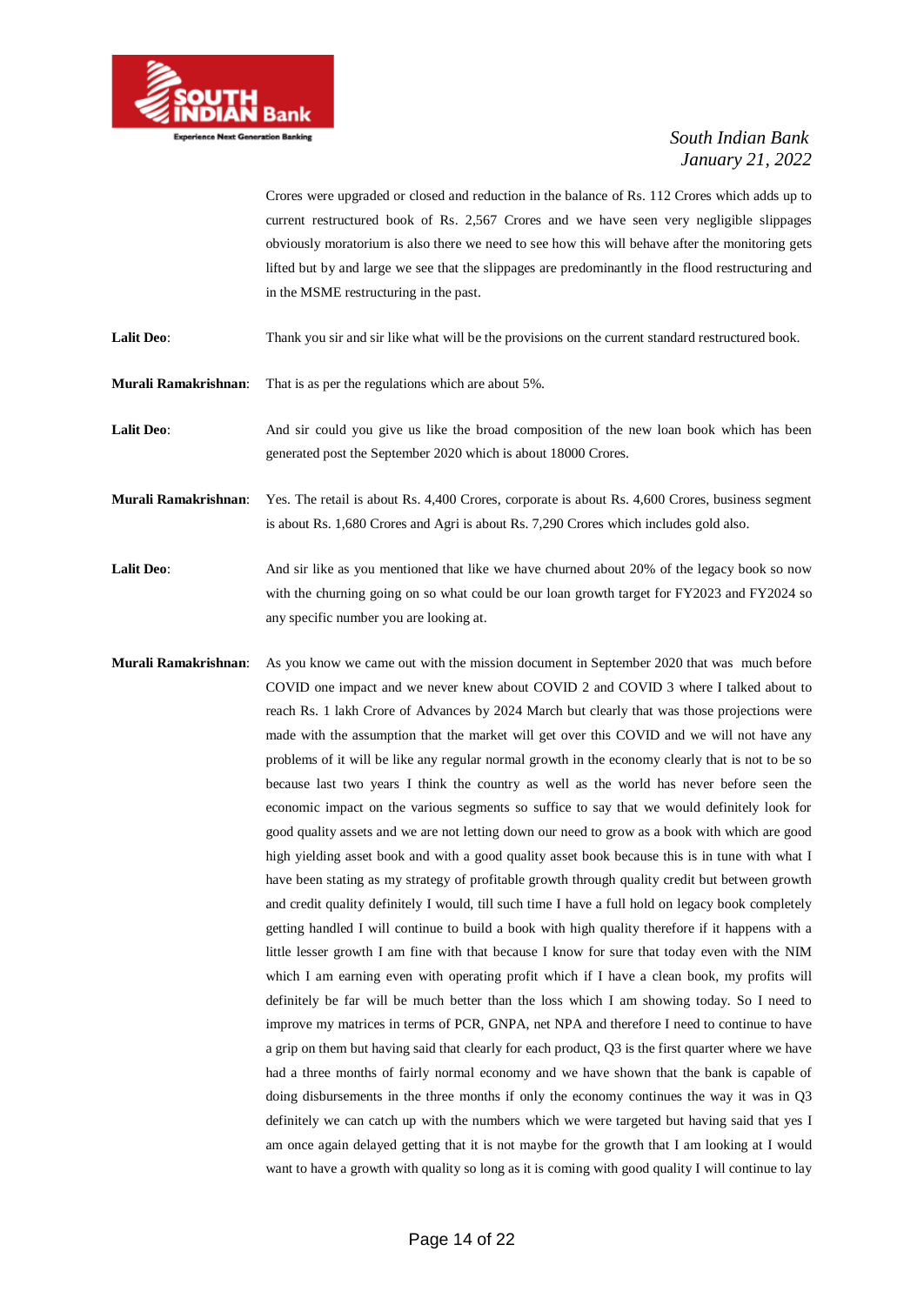Crores were upgraded or closed and reduction in the balance of Rs. 112 Crores which adds up to current restructured book of Rs. 2,567 Crores and we have seen very negligible slippages obviously moratorium is also there we need to see how this will behave after the monitoring gets lifted but by and large we see that the slippages are predominantly in the flood restructuring and in the MSME restructuring in the past.

**Lalit Deo**: Thank you sir and sir like what will be the provisions on the current standard restructured book.

**Murali Ramakrishnan**: That is as per the regulations which are about 5%.

**Lalit Deo**: And sir could you give us like the broad composition of the new loan book which has been generated post the September 2020 which is about 18000 Crores.

**Murali Ramakrishnan**: Yes. The retail is about Rs. 4,400 Crores, corporate is about Rs. 4,600 Crores, business segment is about Rs. 1,680 Crores and Agri is about Rs. 7,290 Crores which includes gold also.

**Lalit Deo**: And sir like as you mentioned that like we have churned about 20% of the legacy book so now with the churning going on so what could be our loan growth target for FY2023 and FY2024 so any specific number you are looking at.

**Murali Ramakrishnan**: As you know we came out with the mission document in September 2020 that was much before COVID one impact and we never knew about COVID 2 and COVID 3 where I talked about to reach Rs. 1 lakh Crore of Advances by 2024 March but clearly that was those projections were made with the assumption that the market will get over this COVID and we will not have any problems of it will be like any regular normal growth in the economy clearly that is not to be so because last two years I think the country as well as the world has never before seen the economic impact on the various segments so suffice to say that we would definitely look for good quality assets and we are not letting down our need to grow as a book with which are good high yielding asset book and with a good quality asset book because this is in tune with what I have been stating as my strategy of profitable growth through quality credit but between growth and credit quality definitely I would, till such time I have a full hold on legacy book completely getting handled I will continue to build a book with high quality therefore if it happens with a little lesser growth I am fine with that because I know for sure that today even with the NIM which I am earning even with operating profit which if I have a clean book, my profits will definitely be far will be much better than the loss which I am showing today. So I need to improve my matrices in terms of PCR, GNPA, net NPA and therefore I need to continue to have a grip on them but having said that clearly for each product, Q3 is the first quarter where we have had a three months of fairly normal economy and we have shown that the bank is capable of doing disbursements in the three months if only the economy continues the way it was in Q3 definitely we can catch up with the numbers which we were targeted but having said that yes I am once again delayed getting that it is not maybe for the growth that I am looking at I would want to have a growth with quality so long as it is coming with good quality I will continue to lay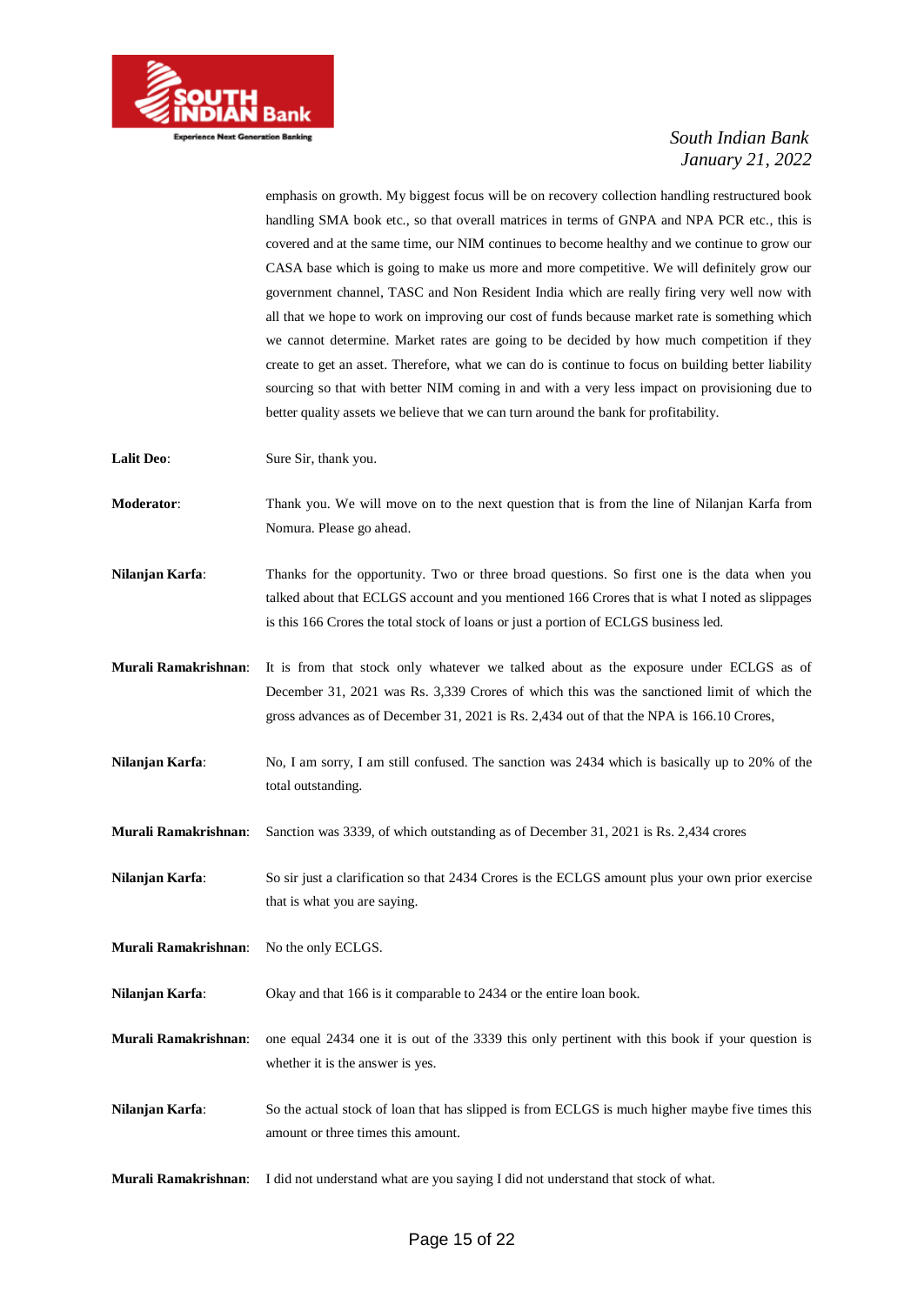emphasis on growth. My biggest focus will be on recovery collection handling restructured book handling SMA book etc., so that overall matrices in terms of GNPA and NPA PCR etc., this is covered and at the same time, our NIM continues to become healthy and we continue to grow our CASA base which is going to make us more and more competitive. We will definitely grow our government channel, TASC and Non Resident India which are really firing very well now with all that we hope to work on improving our cost of funds because market rate is something which we cannot determine. Market rates are going to be decided by how much competition if they create to get an asset. Therefore, what we can do is continue to focus on building better liability sourcing so that with better NIM coming in and with a very less impact on provisioning due to better quality assets we believe that we can turn around the bank for profitability.

**Lalit Deo**: Sure Sir, thank you.

**Moderator**: Thank you. We will move on to the next question that is from the line of Nilanjan Karfa from Nomura. Please go ahead.

**Nilanjan Karfa**: Thanks for the opportunity. Two or three broad questions. So first one is the data when you talked about that ECLGS account and you mentioned 166 Crores that is what I noted as slippages is this 166 Crores the total stock of loans or just a portion of ECLGS business led.

**Murali Ramakrishnan**: It is from that stock only whatever we talked about as the exposure under ECLGS as of December 31, 2021 was Rs. 3,339 Crores of which this was the sanctioned limit of which the gross advances as of December 31, 2021 is Rs. 2,434 out of that the NPA is 166.10 Crores,

**Nilanjan Karfa**: No, I am sorry, I am still confused. The sanction was 2434 which is basically up to 20% of the total outstanding.

**Murali Ramakrishnan**: Sanction was 3339, of which outstanding as of December 31, 2021 is Rs. 2,434 crores

**Nilanjan Karfa**: So sir just a clarification so that 2434 Crores is the ECLGS amount plus your own prior exercise that is what you are saying.

**Murali Ramakrishnan**: No the only ECLGS.

**Nilanjan Karfa**: Okay and that 166 is it comparable to 2434 or the entire loan book.

**Murali Ramakrishnan**: one equal 2434 one it is out of the 3339 this only pertinent with this book if your question is whether it is the answer is yes.

**Nilanjan Karfa**: So the actual stock of loan that has slipped is from ECLGS is much higher maybe five times this amount or three times this amount.

**Murali Ramakrishnan**: I did not understand what are you saying I did not understand that stock of what.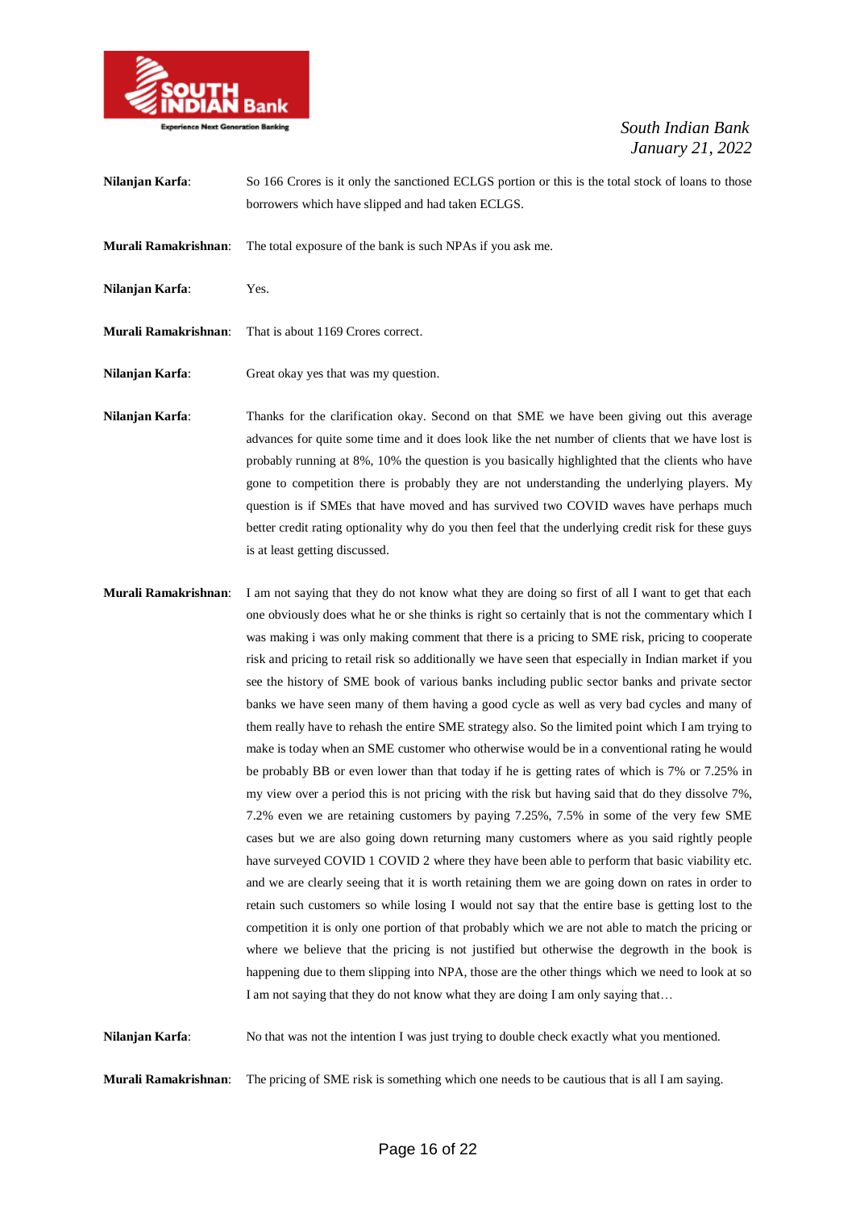**Nilanjan Karfa**: So 166 Crores is it only the sanctioned ECLGS portion or this is the total stock of loans to those borrowers which have slipped and had taken ECLGS.

**Murali Ramakrishnan**: The total exposure of the bank is such NPAs if you ask me.

**Nilanjan Karfa**: Yes.

**Murali Ramakrishnan**: That is about 1169 Crores correct.

**Nilanjan Karfa**: Great okay yes that was my question.

**Nilanjan Karfa**: Thanks for the clarification okay. Second on that SME we have been giving out this average advances for quite some time and it does look like the net number of clients that we have lost is probably running at 8%, 10% the question is you basically highlighted that the clients who have gone to competition there is probably they are not understanding the underlying players. My question is if SMEs that have moved and has survived two COVID waves have perhaps much better credit rating optionality why do you then feel that the underlying credit risk for these guys is at least getting discussed.

**Murali Ramakrishnan**: I am not saying that they do not know what they are doing so first of all I want to get that each one obviously does what he or she thinks is right so certainly that is not the commentary which I was making i was only making comment that there is a pricing to SME risk, pricing to cooperate risk and pricing to retail risk so additionally we have seen that especially in Indian market if you see the history of SME book of various banks including public sector banks and private sector banks we have seen many of them having a good cycle as well as very bad cycles and many of them really have to rehash the entire SME strategy also. So the limited point which I am trying to make is today when an SME customer who otherwise would be in a conventional rating he would be probably BB or even lower than that today if he is getting rates of which is 7% or 7.25% in my view over a period this is not pricing with the risk but having said that do they dissolve 7%, 7.2% even we are retaining customers by paying 7.25%, 7.5% in some of the very few SME cases but we are also going down returning many customers where as you said rightly people have surveyed COVID 1 COVID 2 where they have been able to perform that basic viability etc. and we are clearly seeing that it is worth retaining them we are going down on rates in order to retain such customers so while losing I would not say that the entire base is getting lost to the competition it is only one portion of that probably which we are not able to match the pricing or where we believe that the pricing is not justified but otherwise the degrowth in the book is happening due to them slipping into NPA, those are the other things which we need to look at so I am not saying that they do not know what they are doing I am only saying that…

**Nilanjan Karfa**: No that was not the intention I was just trying to double check exactly what you mentioned.

**Murali Ramakrishnan**: The pricing of SME risk is something which one needs to be cautious that is all I am saying.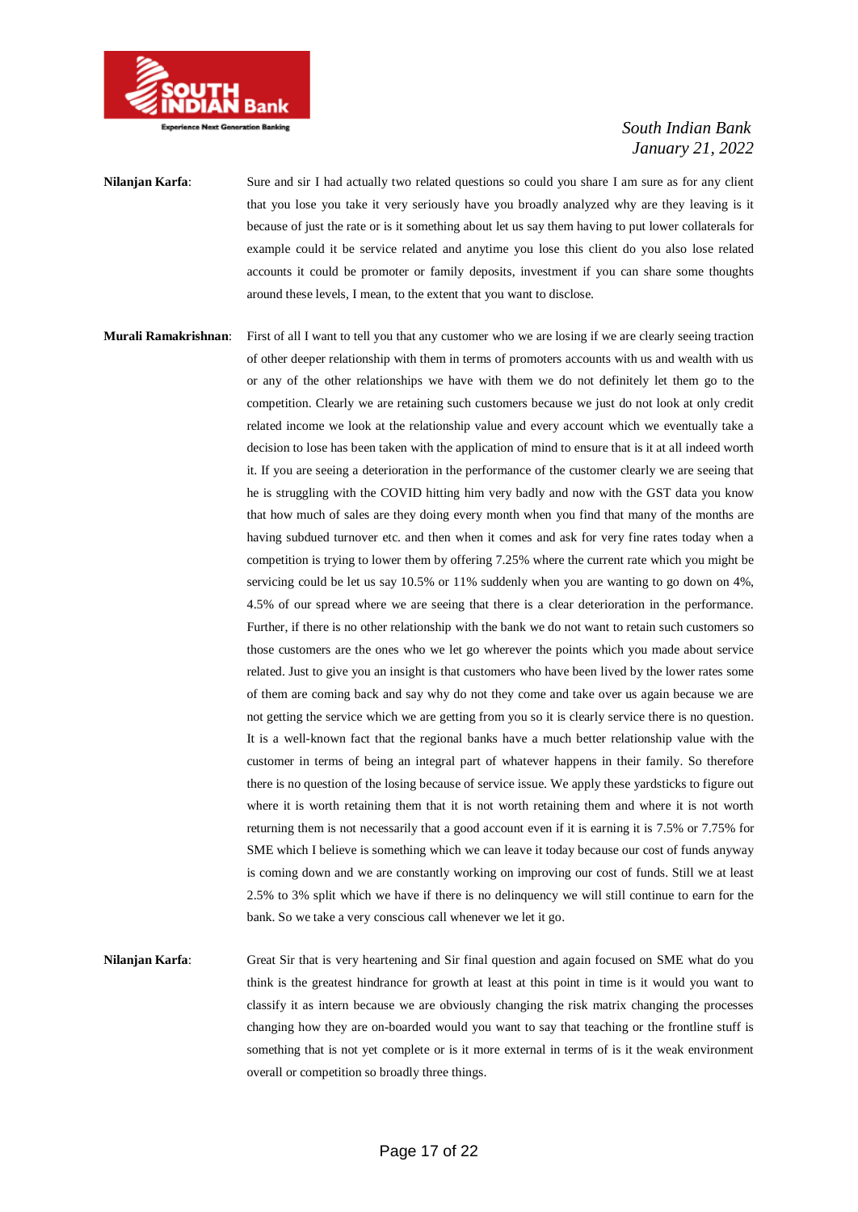**Nilanjan Karfa**: Sure and sir I had actually two related questions so could you share I am sure as for any client that you lose you take it very seriously have you broadly analyzed why are they leaving is it because of just the rate or is it something about let us say them having to put lower collaterals for example could it be service related and anytime you lose this client do you also lose related accounts it could be promoter or family deposits, investment if you can share some thoughts around these levels, I mean, to the extent that you want to disclose.

**Murali Ramakrishnan**: First of all I want to tell you that any customer who we are losing if we are clearly seeing traction of other deeper relationship with them in terms of promoters accounts with us and wealth with us or any of the other relationships we have with them we do not definitely let them go to the competition. Clearly we are retaining such customers because we just do not look at only credit related income we look at the relationship value and every account which we eventually take a decision to lose has been taken with the application of mind to ensure that is it at all indeed worth it. If you are seeing a deterioration in the performance of the customer clearly we are seeing that he is struggling with the COVID hitting him very badly and now with the GST data you know that how much of sales are they doing every month when you find that many of the months are having subdued turnover etc. and then when it comes and ask for very fine rates today when a competition is trying to lower them by offering 7.25% where the current rate which you might be servicing could be let us say 10.5% or 11% suddenly when you are wanting to go down on 4%, 4.5% of our spread where we are seeing that there is a clear deterioration in the performance. Further, if there is no other relationship with the bank we do not want to retain such customers so those customers are the ones who we let go wherever the points which you made about service related. Just to give you an insight is that customers who have been lived by the lower rates some of them are coming back and say why do not they come and take over us again because we are not getting the service which we are getting from you so it is clearly service there is no question. It is a well-known fact that the regional banks have a much better relationship value with the customer in terms of being an integral part of whatever happens in their family. So therefore there is no question of the losing because of service issue. We apply these yardsticks to figure out where it is worth retaining them that it is not worth retaining them and where it is not worth returning them is not necessarily that a good account even if it is earning it is 7.5% or 7.75% for SME which I believe is something which we can leave it today because our cost of funds anyway is coming down and we are constantly working on improving our cost of funds. Still we at least 2.5% to 3% split which we have if there is no delinquency we will still continue to earn for the bank. So we take a very conscious call whenever we let it go.

**Nilanjan Karfa**: Great Sir that is very heartening and Sir final question and again focused on SME what do you think is the greatest hindrance for growth at least at this point in time is it would you want to classify it as intern because we are obviously changing the risk matrix changing the processes changing how they are on-boarded would you want to say that teaching or the frontline stuff is something that is not yet complete or is it more external in terms of is it the weak environment overall or competition so broadly three things.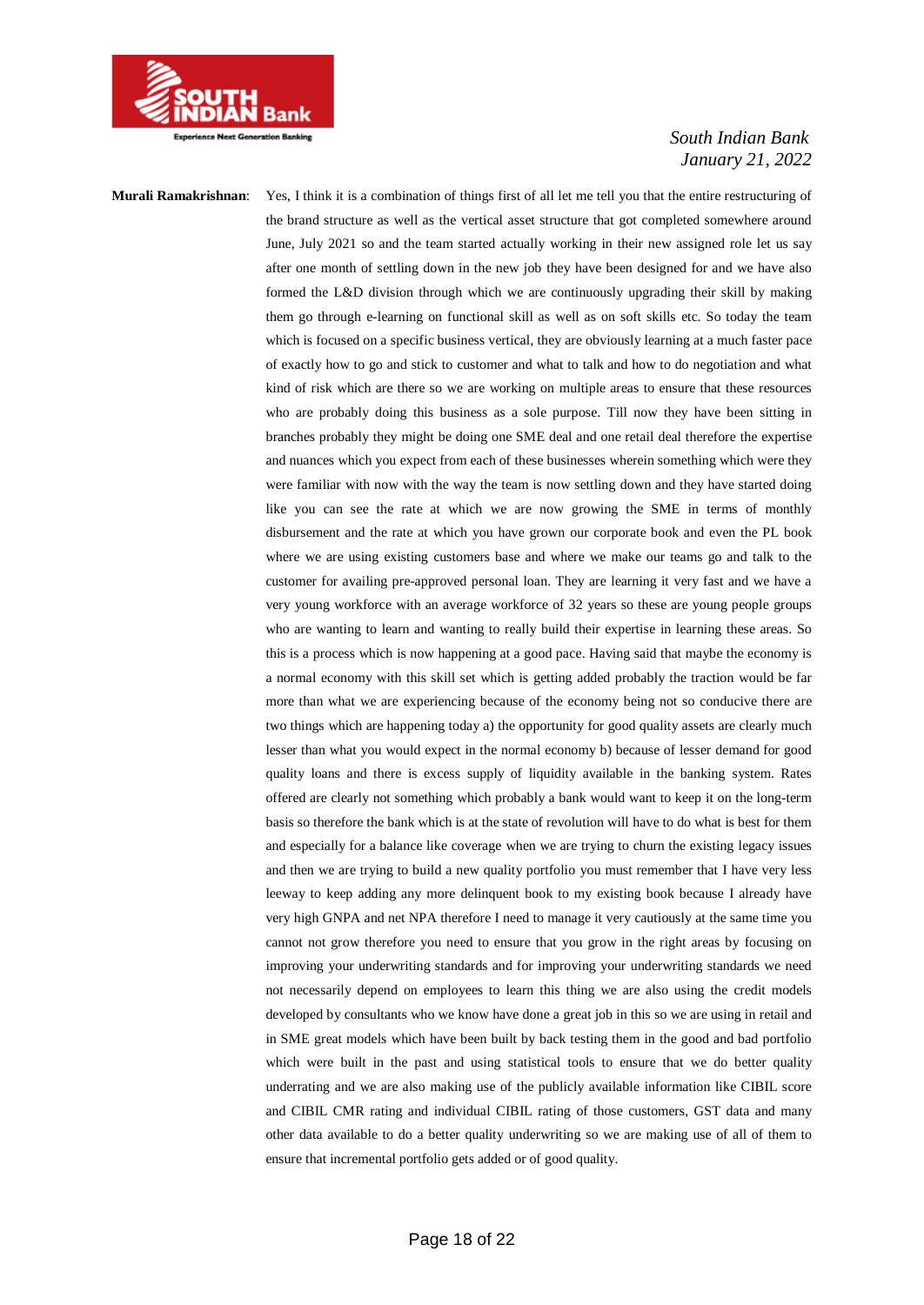**Murali Ramakrishnan**: Yes, I think it is a combination of things first of all let me tell you that the entire restructuring of the brand structure as well as the vertical asset structure that got completed somewhere around June, July 2021 so and the team started actually working in their new assigned role let us say after one month of settling down in the new job they have been designed for and we have also formed the L&D division through which we are continuously upgrading their skill by making them go through e-learning on functional skill as well as on soft skills etc. So today the team which is focused on a specific business vertical, they are obviously learning at a much faster pace of exactly how to go and stick to customer and what to talk and how to do negotiation and what kind of risk which are there so we are working on multiple areas to ensure that these resources who are probably doing this business as a sole purpose. Till now they have been sitting in branches probably they might be doing one SME deal and one retail deal therefore the expertise and nuances which you expect from each of these businesses wherein something which were they were familiar with now with the way the team is now settling down and they have started doing like you can see the rate at which we are now growing the SME in terms of monthly disbursement and the rate at which you have grown our corporate book and even the PL book where we are using existing customers base and where we make our teams go and talk to the customer for availing pre-approved personal loan. They are learning it very fast and we have a very young workforce with an average workforce of 32 years so these are young people groups who are wanting to learn and wanting to really build their expertise in learning these areas. So this is a process which is now happening at a good pace. Having said that maybe the economy is a normal economy with this skill set which is getting added probably the traction would be far more than what we are experiencing because of the economy being not so conducive there are two things which are happening today a) the opportunity for good quality assets are clearly much lesser than what you would expect in the normal economy b) because of lesser demand for good quality loans and there is excess supply of liquidity available in the banking system. Rates offered are clearly not something which probably a bank would want to keep it on the long-term basis so therefore the bank which is at the state of revolution will have to do what is best for them and especially for a balance like coverage when we are trying to churn the existing legacy issues and then we are trying to build a new quality portfolio you must remember that I have very less leeway to keep adding any more delinquent book to my existing book because I already have very high GNPA and net NPA therefore I need to manage it very cautiously at the same time you cannot not grow therefore you need to ensure that you grow in the right areas by focusing on improving your underwriting standards and for improving your underwriting standards we need not necessarily depend on employees to learn this thing we are also using the credit models developed by consultants who we know have done a great job in this so we are using in retail and in SME great models which have been built by back testing them in the good and bad portfolio which were built in the past and using statistical tools to ensure that we do better quality underrating and we are also making use of the publicly available information like CIBIL score and CIBIL CMR rating and individual CIBIL rating of those customers, GST data and many other data available to do a better quality underwriting so we are making use of all of them to ensure that incremental portfolio gets added or of good quality.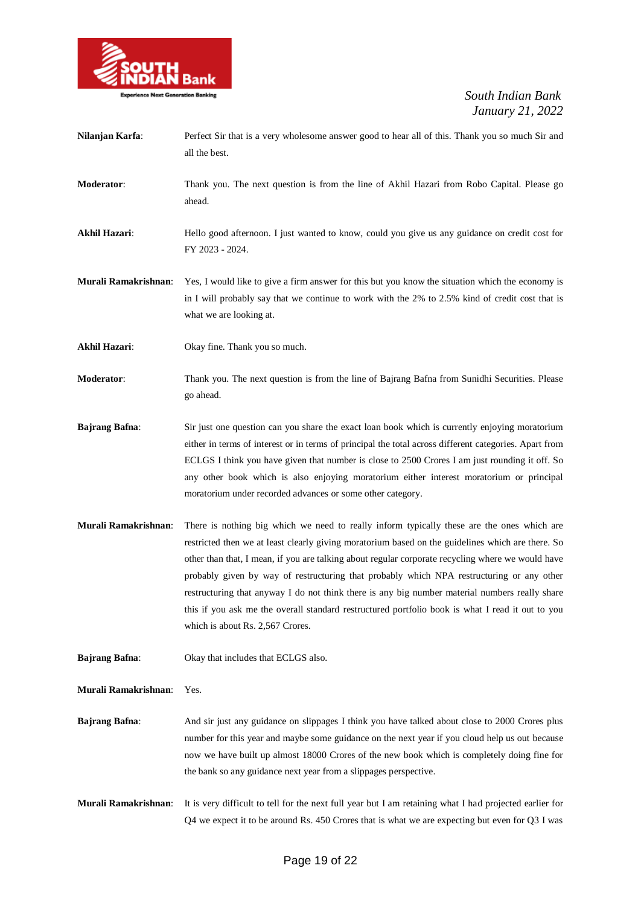**Nilanjan Karfa**: Perfect Sir that is a very wholesome answer good to hear all of this. Thank you so much Sir and all the best.

**Moderator**: Thank you. The next question is from the line of Akhil Hazari from Robo Capital. Please go ahead.

**Akhil Hazari**: Hello good afternoon. I just wanted to know, could you give us any guidance on credit cost for FY 2023 - 2024.

**Murali Ramakrishnan**: Yes, I would like to give a firm answer for this but you know the situation which the economy is in I will probably say that we continue to work with the 2% to 2.5% kind of credit cost that is what we are looking at.

**Akhil Hazari**: Okay fine. Thank you so much.

**Moderator**: Thank you. The next question is from the line of Bajrang Bafna from Sunidhi Securities. Please go ahead.

**Bajrang Bafna**: Sir just one question can you share the exact loan book which is currently enjoying moratorium either in terms of interest or in terms of principal the total across different categories. Apart from ECLGS I think you have given that number is close to 2500 Crores I am just rounding it off. So any other book which is also enjoying moratorium either interest moratorium or principal moratorium under recorded advances or some other category.

**Murali Ramakrishnan**: There is nothing big which we need to really inform typically these are the ones which are restricted then we at least clearly giving moratorium based on the guidelines which are there. So other than that, I mean, if you are talking about regular corporate recycling where we would have probably given by way of restructuring that probably which NPA restructuring or any other restructuring that anyway I do not think there is any big number material numbers really share this if you ask me the overall standard restructured portfolio book is what I read it out to you which is about Rs. 2,567 Crores.

**Bajrang Bafna**: Okay that includes that ECLGS also.

**Murali Ramakrishnan**: Yes.

**Bajrang Bafna**: And sir just any guidance on slippages I think you have talked about close to 2000 Crores plus number for this year and maybe some guidance on the next year if you cloud help us out because now we have built up almost 18000 Crores of the new book which is completely doing fine for the bank so any guidance next year from a slippages perspective.

**Murali Ramakrishnan**: It is very difficult to tell for the next full year but I am retaining what I had projected earlier for Q4 we expect it to be around Rs. 450 Crores that is what we are expecting but even for Q3 I was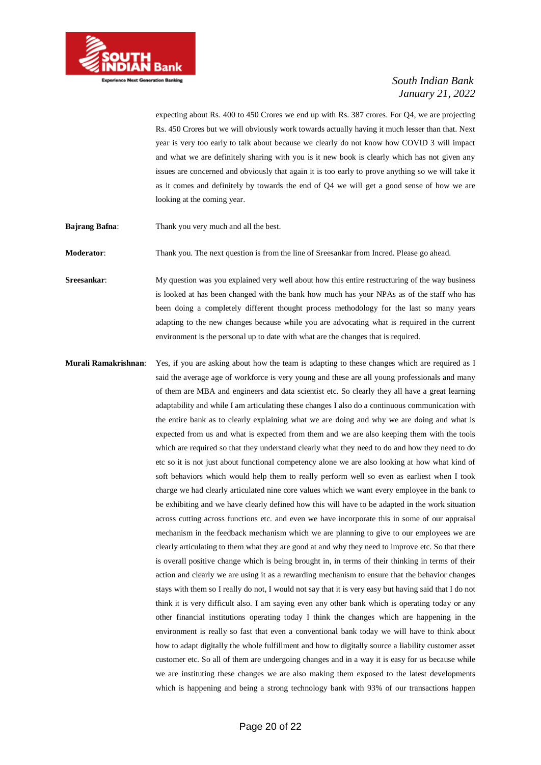expecting about Rs. 400 to 450 Crores we end up with Rs. 387 crores. For Q4, we are projecting Rs. 450 Crores but we will obviously work towards actually having it much lesser than that. Next year is very too early to talk about because we clearly do not know how COVID 3 will impact and what we are definitely sharing with you is it new book is clearly which has not given any issues are concerned and obviously that again it is too early to prove anything so we will take it as it comes and definitely by towards the end of Q4 we will get a good sense of how we are looking at the coming year.

**Bajrang Bafna**: Thank you very much and all the best.

**Moderator**: Thank you. The next question is from the line of Sreesankar from Incred. Please go ahead.

**Sreesankar**: My question was you explained very well about how this entire restructuring of the way business is looked at has been changed with the bank how much has your NPAs as of the staff who has been doing a completely different thought process methodology for the last so many years adapting to the new changes because while you are advocating what is required in the current environment is the personal up to date with what are the changes that is required.

**Murali Ramakrishnan**: Yes, if you are asking about how the team is adapting to these changes which are required as I said the average age of workforce is very young and these are all young professionals and many of them are MBA and engineers and data scientist etc. So clearly they all have a great learning adaptability and while I am articulating these changes I also do a continuous communication with the entire bank as to clearly explaining what we are doing and why we are doing and what is expected from us and what is expected from them and we are also keeping them with the tools which are required so that they understand clearly what they need to do and how they need to do etc so it is not just about functional competency alone we are also looking at how what kind of soft behaviors which would help them to really perform well so even as earliest when I took charge we had clearly articulated nine core values which we want every employee in the bank to be exhibiting and we have clearly defined how this will have to be adapted in the work situation across cutting across functions etc. and even we have incorporate this in some of our appraisal mechanism in the feedback mechanism which we are planning to give to our employees we are clearly articulating to them what they are good at and why they need to improve etc. So that there is overall positive change which is being brought in, in terms of their thinking in terms of their action and clearly we are using it as a rewarding mechanism to ensure that the behavior changes stays with them so I really do not, I would not say that it is very easy but having said that I do not think it is very difficult also. I am saying even any other bank which is operating today or any other financial institutions operating today I think the changes which are happening in the environment is really so fast that even a conventional bank today we will have to think about how to adapt digitally the whole fulfillment and how to digitally source a liability customer asset customer etc. So all of them are undergoing changes and in a way it is easy for us because while we are instituting these changes we are also making them exposed to the latest developments which is happening and being a strong technology bank with 93% of our transactions happen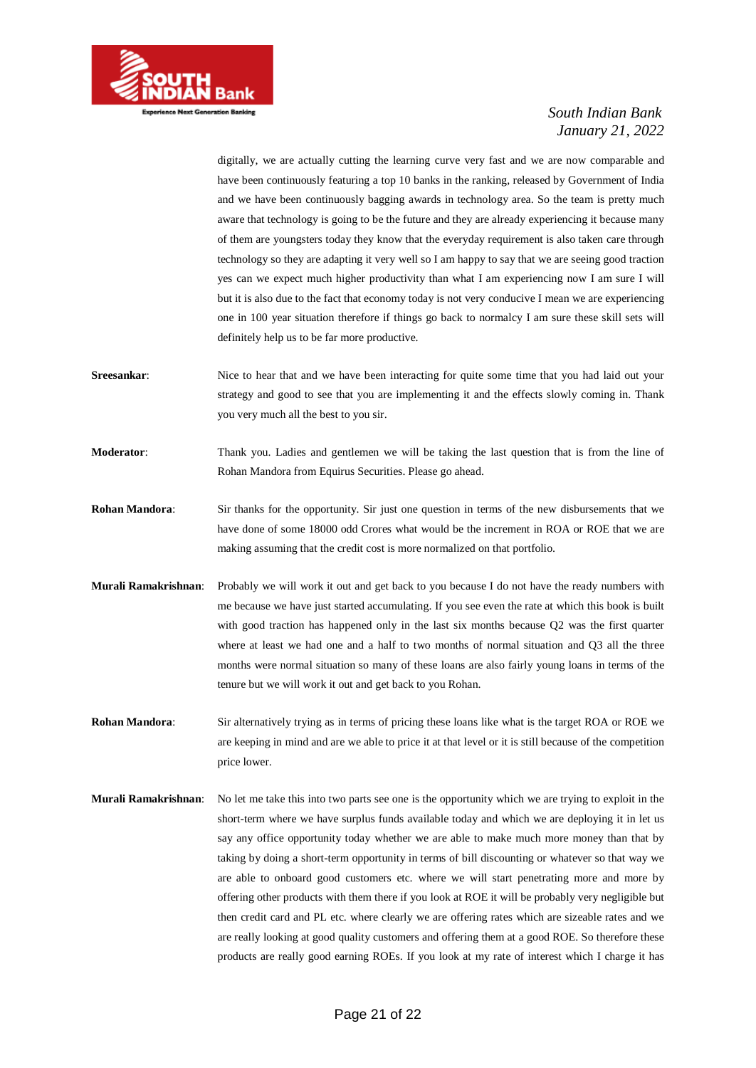digitally, we are actually cutting the learning curve very fast and we are now comparable and have been continuously featuring a top 10 banks in the ranking, released by Government of India and we have been continuously bagging awards in technology area. So the team is pretty much aware that technology is going to be the future and they are already experiencing it because many of them are youngsters today they know that the everyday requirement is also taken care through technology so they are adapting it very well so I am happy to say that we are seeing good traction yes can we expect much higher productivity than what I am experiencing now I am sure I will but it is also due to the fact that economy today is not very conducive I mean we are experiencing one in 100 year situation therefore if things go back to normalcy I am sure these skill sets will definitely help us to be far more productive.

**Sreesankar**: Nice to hear that and we have been interacting for quite some time that you had laid out your strategy and good to see that you are implementing it and the effects slowly coming in. Thank you very much all the best to you sir.

**Moderator**: Thank you. Ladies and gentlemen we will be taking the last question that is from the line of Rohan Mandora from Equirus Securities. Please go ahead.

**Rohan Mandora**: Sir thanks for the opportunity. Sir just one question in terms of the new disbursements that we have done of some 18000 odd Crores what would be the increment in ROA or ROE that we are making assuming that the credit cost is more normalized on that portfolio.

**Murali Ramakrishnan**: Probably we will work it out and get back to you because I do not have the ready numbers with me because we have just started accumulating. If you see even the rate at which this book is built with good traction has happened only in the last six months because Q2 was the first quarter where at least we had one and a half to two months of normal situation and Q3 all the three months were normal situation so many of these loans are also fairly young loans in terms of the tenure but we will work it out and get back to you Rohan.

**Rohan Mandora**: Sir alternatively trying as in terms of pricing these loans like what is the target ROA or ROE we are keeping in mind and are we able to price it at that level or it is still because of the competition price lower.

**Murali Ramakrishnan**: No let me take this into two parts see one is the opportunity which we are trying to exploit in the short-term where we have surplus funds available today and which we are deploying it in let us say any office opportunity today whether we are able to make much more money than that by taking by doing a short-term opportunity in terms of bill discounting or whatever so that way we are able to onboard good customers etc. where we will start penetrating more and more by offering other products with them there if you look at ROE it will be probably very negligible but then credit card and PL etc. where clearly we are offering rates which are sizeable rates and we are really looking at good quality customers and offering them at a good ROE. So therefore these products are really good earning ROEs. If you look at my rate of interest which I charge it has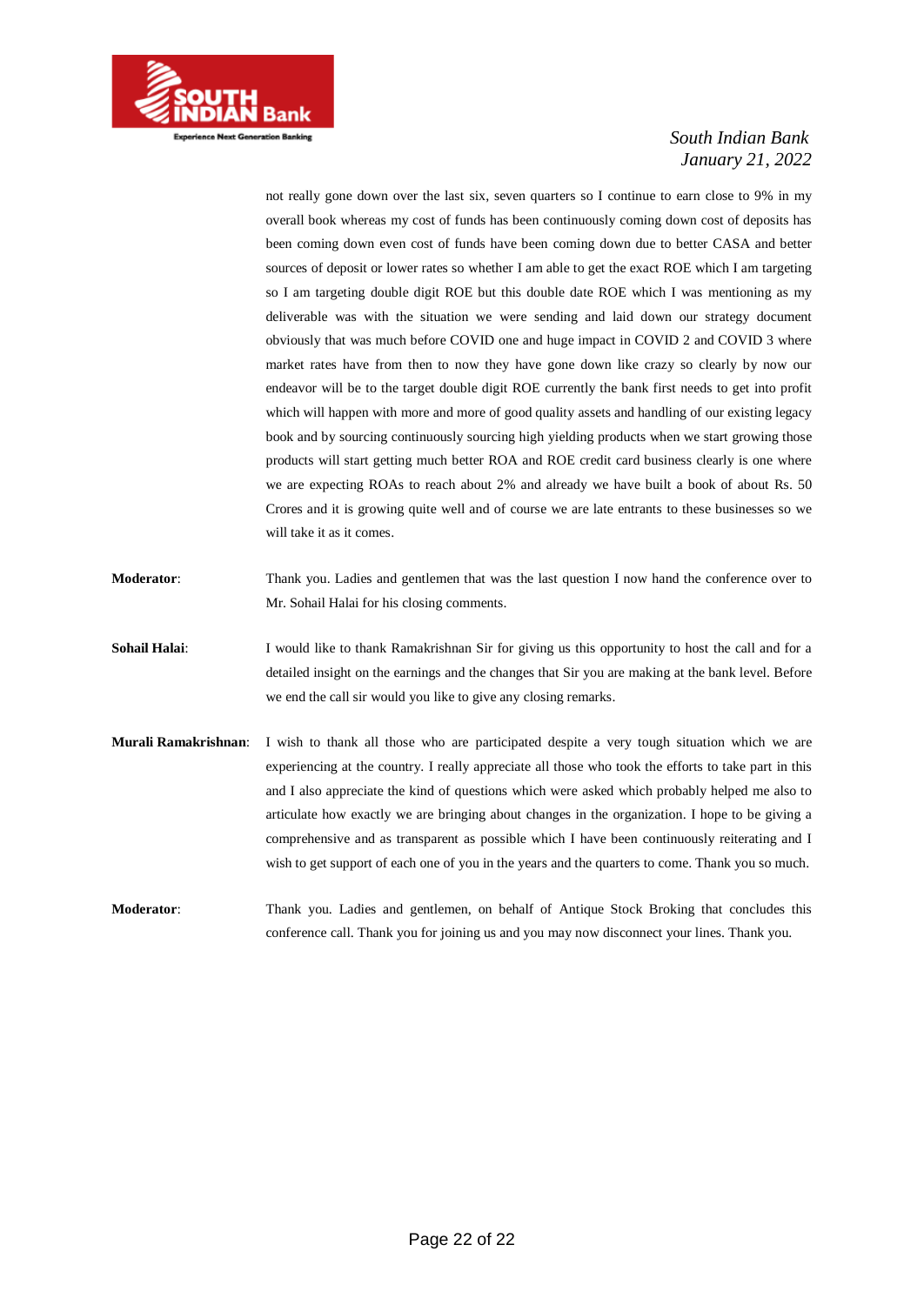not really gone down over the last six, seven quarters so I continue to earn close to 9% in my overall book whereas my cost of funds has been continuously coming down cost of deposits has been coming down even cost of funds have been coming down due to better CASA and better sources of deposit or lower rates so whether I am able to get the exact ROE which I am targeting so I am targeting double digit ROE but this double date ROE which I was mentioning as my deliverable was with the situation we were sending and laid down our strategy document obviously that was much before COVID one and huge impact in COVID 2 and COVID 3 where market rates have from then to now they have gone down like crazy so clearly by now our endeavor will be to the target double digit ROE currently the bank first needs to get into profit which will happen with more and more of good quality assets and handling of our existing legacy book and by sourcing continuously sourcing high yielding products when we start growing those products will start getting much better ROA and ROE credit card business clearly is one where we are expecting ROAs to reach about 2% and already we have built a book of about Rs. 50 Crores and it is growing quite well and of course we are late entrants to these businesses so we will take it as it comes.

**Moderator**: Thank you. Ladies and gentlemen that was the last question I now hand the conference over to Mr. Sohail Halai for his closing comments.

**Sohail Halai**: I would like to thank Ramakrishnan Sir for giving us this opportunity to host the call and for a detailed insight on the earnings and the changes that Sir you are making at the bank level. Before we end the call sir would you like to give any closing remarks.

**Murali Ramakrishnan**: I wish to thank all those who are participated despite a very tough situation which we are experiencing at the country. I really appreciate all those who took the efforts to take part in this and I also appreciate the kind of questions which were asked which probably helped me also to articulate how exactly we are bringing about changes in the organization. I hope to be giving a comprehensive and as transparent as possible which I have been continuously reiterating and I wish to get support of each one of you in the years and the quarters to come. Thank you so much.

**Moderator**: Thank you. Ladies and gentlemen, on behalf of Antique Stock Broking that concludes this conference call. Thank you for joining us and you may now disconnect your lines. Thank you.